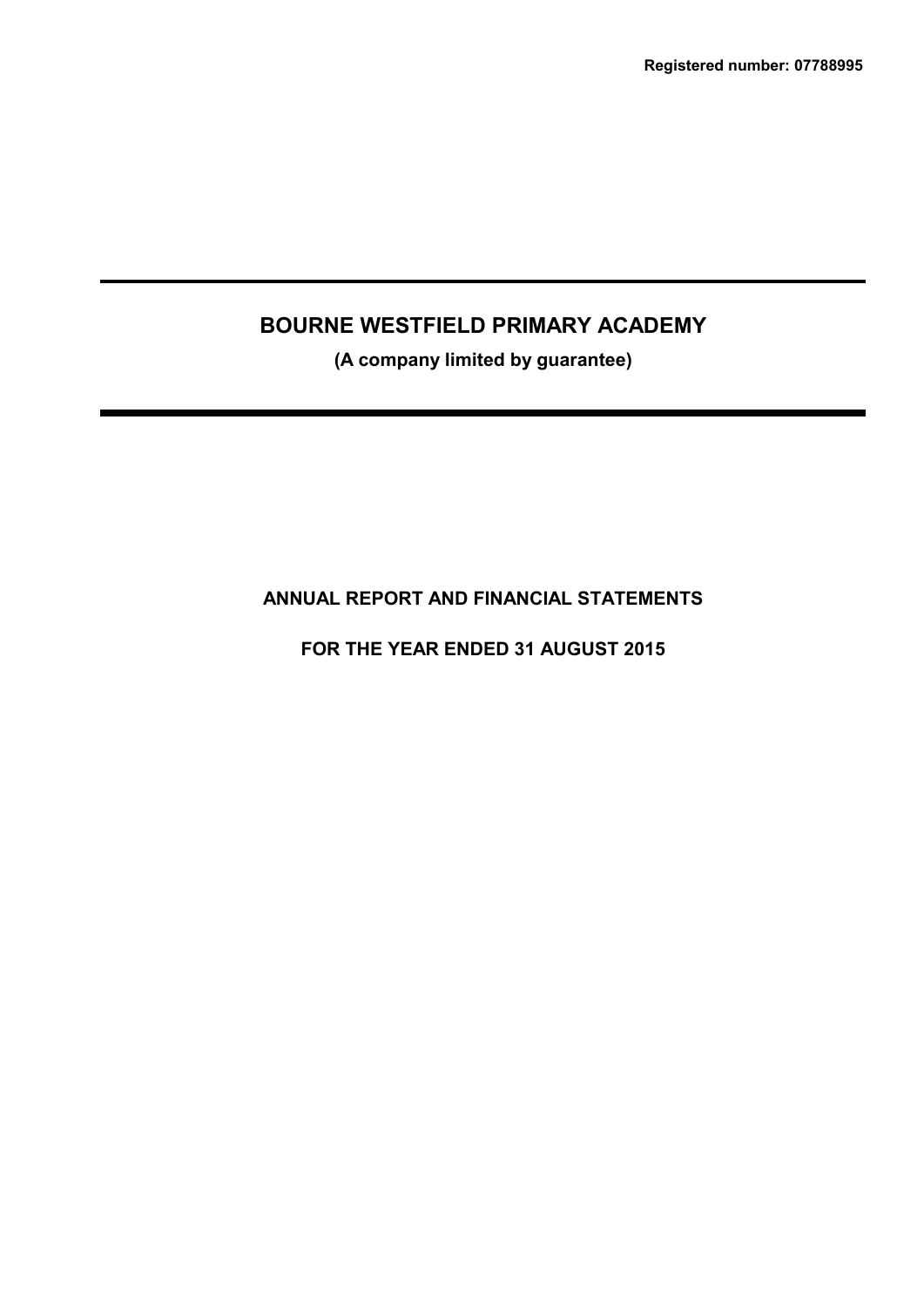Registered number: 07788995

# BOURNE WESTFIELD PRIMARY ACADEMY

**(A company limited by guarantee)**

## ANNUAL REPORT AND FINANCIAL STATEMENTS

## FOR THE YEAR ENDED 31 AUGUST 2015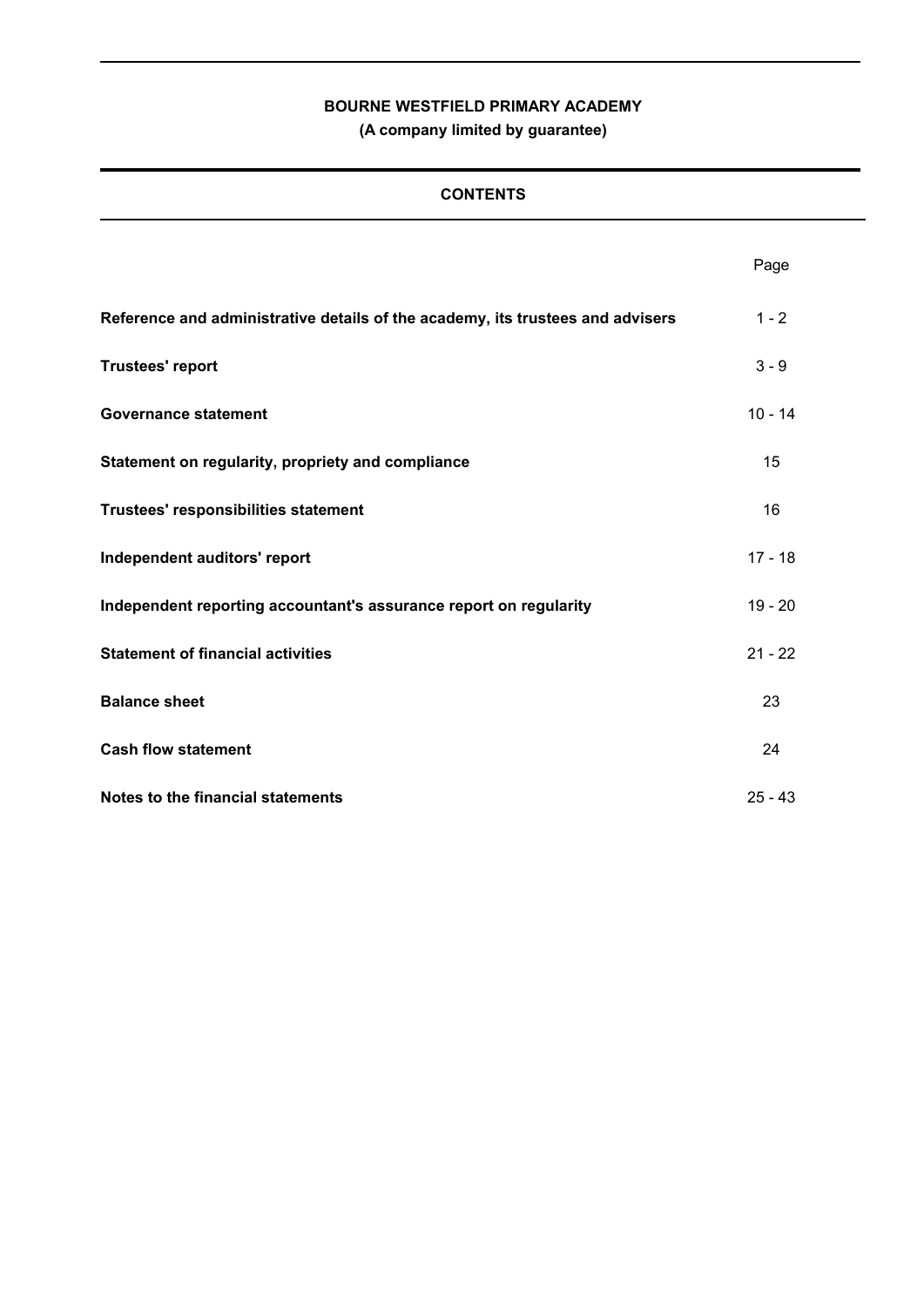**BOURNE WESTFIELD PRIMARY ACADEMY**

**(A company limited by guarantee)**

## CONTENTS

| | Page |
|---|---|
| **Reference and administrative details of the academy, its trustees and advisers** | 1 - 2 |
| **Trustees' report** | 3 - 9 |
| **Governance statement** | 10 - 14 |
| **Statement on regularity, propriety and compliance** | 15 |
| **Trustees' responsibilities statement** | 16 |
| **Independent auditors' report** | 17 - 18 |
| **Independent reporting accountant's assurance report on regularity** | 19 - 20 |
| **Statement of financial activities** | 21 - 22 |
| **Balance sheet** | 23 |
| **Cash flow statement** | 24 |
| **Notes to the financial statements** | 25 - 43 |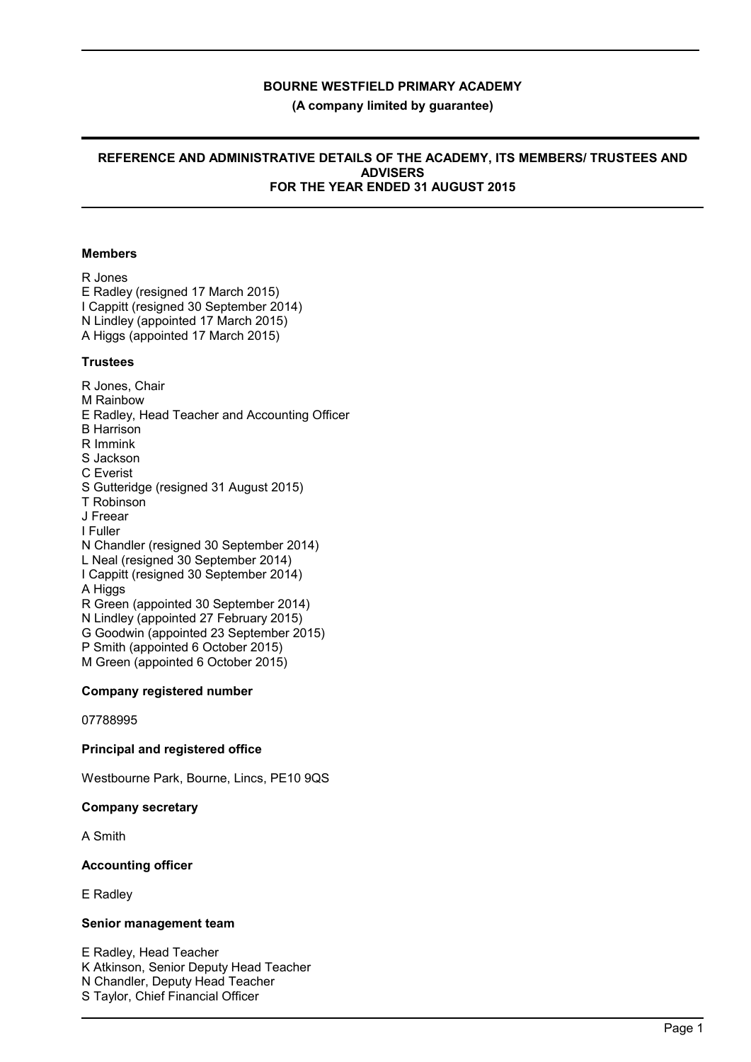# BOURNE WESTFIELD PRIMARY ACADEMY

**(A company limited by guarantee)**

## REFERENCE AND ADMINISTRATIVE DETAILS OF THE ACADEMY, ITS MEMBERS/ TRUSTEES AND ADVISERS FOR THE YEAR ENDED 31 AUGUST 2015

### Members

R Jones
E Radley (resigned 17 March 2015)
I Cappitt (resigned 30 September 2014)
N Lindley (appointed 17 March 2015)
A Higgs (appointed 17 March 2015)

### Trustees

R Jones, Chair
M Rainbow
E Radley, Head Teacher and Accounting Officer
B Harrison
R Immink
S Jackson
C Everist
S Gutteridge (resigned 31 August 2015)
T Robinson
J Freear
I Fuller
N Chandler (resigned 30 September 2014)
L Neal (resigned 30 September 2014)
I Cappitt (resigned 30 September 2014)
A Higgs
R Green (appointed 30 September 2014)
N Lindley (appointed 27 February 2015)
G Goodwin (appointed 23 September 2015)
P Smith (appointed 6 October 2015)
M Green (appointed 6 October 2015)

### Company registered number

07788995

### Principal and registered office

Westbourne Park, Bourne, Lincs, PE10 9QS

### Company secretary

A Smith

### Accounting officer

E Radley

### Senior management team

E Radley, Head Teacher
K Atkinson, Senior Deputy Head Teacher
N Chandler, Deputy Head Teacher
S Taylor, Chief Financial Officer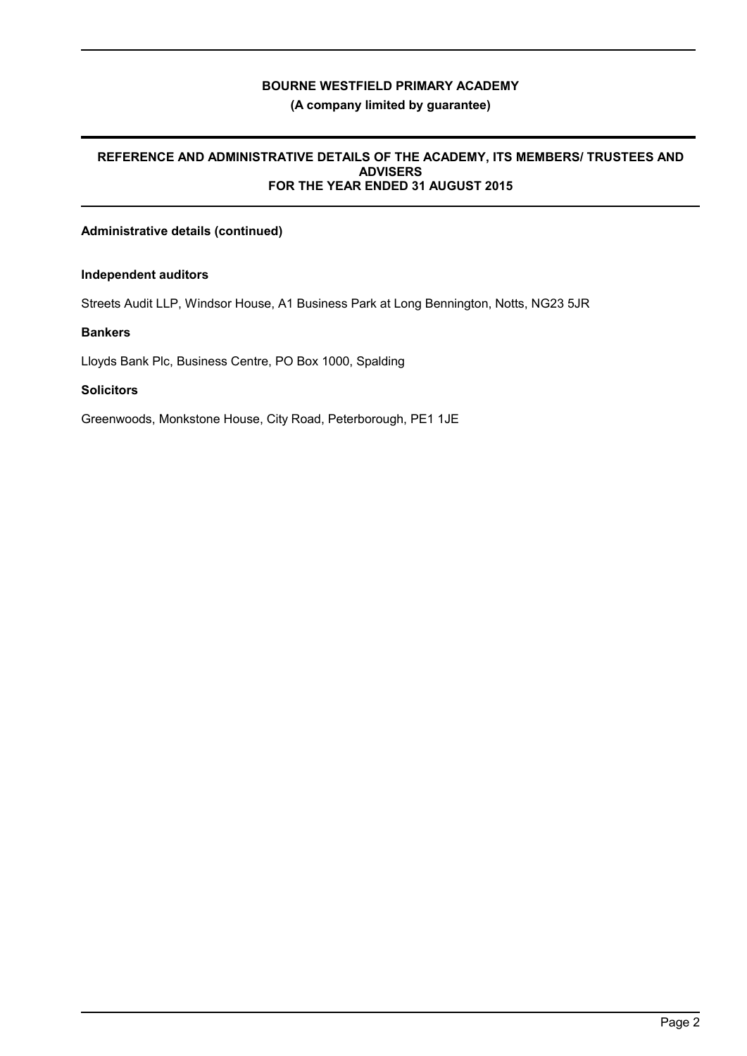**Administrative details (continued)**

**Independent auditors**

Streets Audit LLP, Windsor House, A1 Business Park at Long Bennington, Notts, NG23 5JR

**Bankers**

Lloyds Bank Plc, Business Centre, PO Box 1000, Spalding

**Solicitors**

Greenwoods, Monkstone House, City Road, Peterborough, PE1 1JE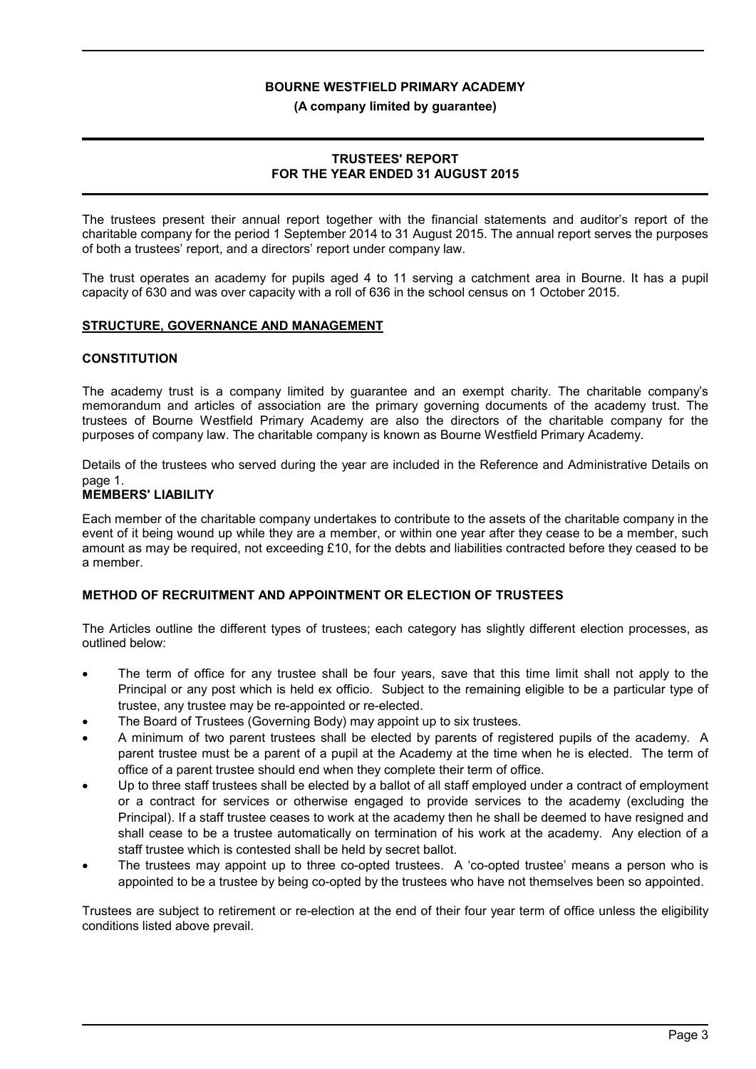**BOURNE WESTFIELD PRIMARY ACADEMY**

**(A company limited by guarantee)**

# TRUSTEES' REPORT
# FOR THE YEAR ENDED 31 AUGUST 2015

The trustees present their annual report together with the financial statements and auditor's report of the charitable company for the period 1 September 2014 to 31 August 2015. The annual report serves the purposes of both a trustees' report, and a directors' report under company law.

The trust operates an academy for pupils aged 4 to 11 serving a catchment area in Bourne. It has a pupil capacity of 630 and was over capacity with a roll of 636 in the school census on 1 October 2015.

## STRUCTURE, GOVERNANCE AND MANAGEMENT

### CONSTITUTION

The academy trust is a company limited by guarantee and an exempt charity. The charitable company's memorandum and articles of association are the primary governing documents of the academy trust. The trustees of Bourne Westfield Primary Academy are also the directors of the charitable company for the purposes of company law. The charitable company is known as Bourne Westfield Primary Academy.

Details of the trustees who served during the year are included in the Reference and Administrative Details on page 1.

### MEMBERS' LIABILITY

Each member of the charitable company undertakes to contribute to the assets of the charitable company in the event of it being wound up while they are a member, or within one year after they cease to be a member, such amount as may be required, not exceeding £10, for the debts and liabilities contracted before they ceased to be a member.

### METHOD OF RECRUITMENT AND APPOINTMENT OR ELECTION OF TRUSTEES

The Articles outline the different types of trustees; each category has slightly different election processes, as outlined below:

- The term of office for any trustee shall be four years, save that this time limit shall not apply to the Principal or any post which is held ex officio. Subject to the remaining eligible to be a particular type of trustee, any trustee may be re-appointed or re-elected.
- The Board of Trustees (Governing Body) may appoint up to six trustees.
- A minimum of two parent trustees shall be elected by parents of registered pupils of the academy. A parent trustee must be a parent of a pupil at the Academy at the time when he is elected. The term of office of a parent trustee should end when they complete their term of office.
- Up to three staff trustees shall be elected by a ballot of all staff employed under a contract of employment or a contract for services or otherwise engaged to provide services to the academy (excluding the Principal). If a staff trustee ceases to work at the academy then he shall be deemed to have resigned and shall cease to be a trustee automatically on termination of his work at the academy. Any election of a staff trustee which is contested shall be held by secret ballot.
- The trustees may appoint up to three co-opted trustees. A 'co-opted trustee' means a person who is appointed to be a trustee by being co-opted by the trustees who have not themselves been so appointed.

Trustees are subject to retirement or re-election at the end of their four year term of office unless the eligibility conditions listed above prevail.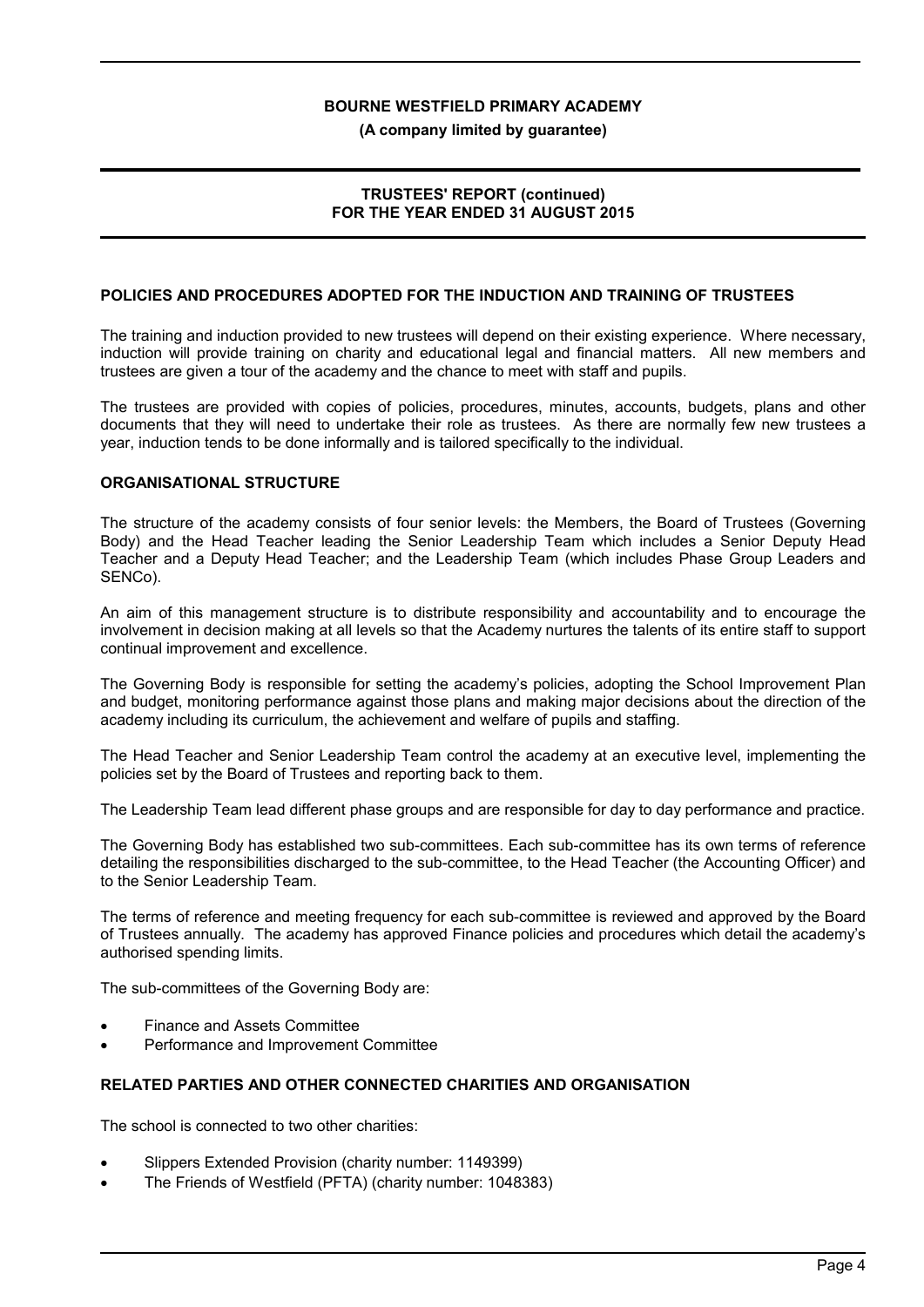## POLICIES AND PROCEDURES ADOPTED FOR THE INDUCTION AND TRAINING OF TRUSTEES

The training and induction provided to new trustees will depend on their existing experience. Where necessary, induction will provide training on charity and educational legal and financial matters. All new members and trustees are given a tour of the academy and the chance to meet with staff and pupils.

The trustees are provided with copies of policies, procedures, minutes, accounts, budgets, plans and other documents that they will need to undertake their role as trustees. As there are normally few new trustees a year, induction tends to be done informally and is tailored specifically to the individual.

## ORGANISATIONAL STRUCTURE

The structure of the academy consists of four senior levels: the Members, the Board of Trustees (Governing Body) and the Head Teacher leading the Senior Leadership Team which includes a Senior Deputy Head Teacher and a Deputy Head Teacher; and the Leadership Team (which includes Phase Group Leaders and SENCo).

An aim of this management structure is to distribute responsibility and accountability and to encourage the involvement in decision making at all levels so that the Academy nurtures the talents of its entire staff to support continual improvement and excellence.

The Governing Body is responsible for setting the academy's policies, adopting the School Improvement Plan and budget, monitoring performance against those plans and making major decisions about the direction of the academy including its curriculum, the achievement and welfare of pupils and staffing.

The Head Teacher and Senior Leadership Team control the academy at an executive level, implementing the policies set by the Board of Trustees and reporting back to them.

The Leadership Team lead different phase groups and are responsible for day to day performance and practice.

The Governing Body has established two sub-committees. Each sub-committee has its own terms of reference detailing the responsibilities discharged to the sub-committee, to the Head Teacher (the Accounting Officer) and to the Senior Leadership Team.

The terms of reference and meeting frequency for each sub-committee is reviewed and approved by the Board of Trustees annually. The academy has approved Finance policies and procedures which detail the academy's authorised spending limits.

The sub-committees of the Governing Body are:

- Finance and Assets Committee
- Performance and Improvement Committee

## RELATED PARTIES AND OTHER CONNECTED CHARITIES AND ORGANISATION

The school is connected to two other charities:

- Slippers Extended Provision (charity number: 1149399)
- The Friends of Westfield (PFTA) (charity number: 1048383)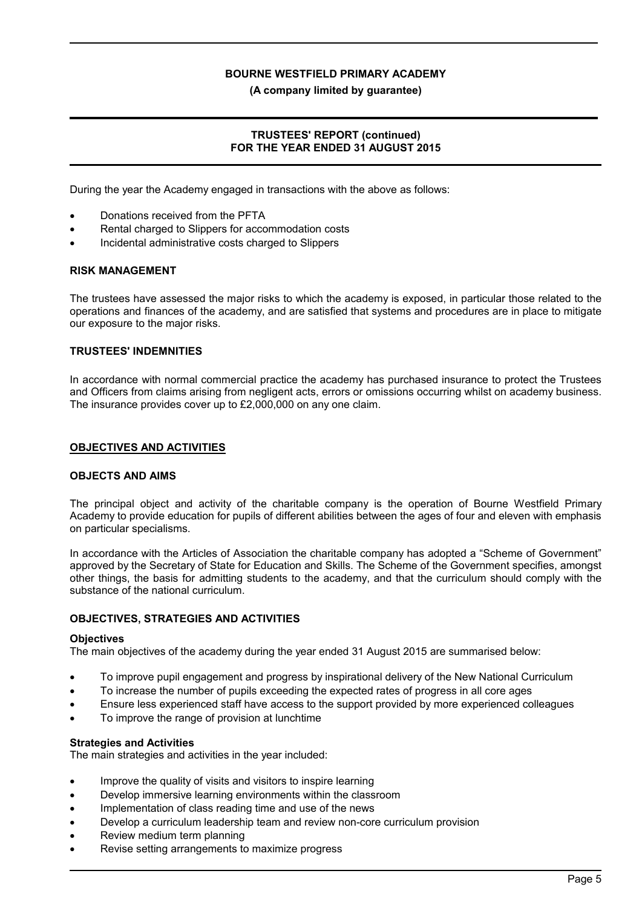During the year the Academy engaged in transactions with the above as follows:

- Donations received from the PFTA
- Rental charged to Slippers for accommodation costs
- Incidental administrative costs charged to Slippers

### RISK MANAGEMENT

The trustees have assessed the major risks to which the academy is exposed, in particular those related to the operations and finances of the academy, and are satisfied that systems and procedures are in place to mitigate our exposure to the major risks.

### TRUSTEES' INDEMNITIES

In accordance with normal commercial practice the academy has purchased insurance to protect the Trustees and Officers from claims arising from negligent acts, errors or omissions occurring whilst on academy business. The insurance provides cover up to £2,000,000 on any one claim.

## OBJECTIVES AND ACTIVITIES

### OBJECTS AND AIMS

The principal object and activity of the charitable company is the operation of Bourne Westfield Primary Academy to provide education for pupils of different abilities between the ages of four and eleven with emphasis on particular specialisms.

In accordance with the Articles of Association the charitable company has adopted a "Scheme of Government" approved by the Secretary of State for Education and Skills. The Scheme of the Government specifies, amongst other things, the basis for admitting students to the academy, and that the curriculum should comply with the substance of the national curriculum.

### OBJECTIVES, STRATEGIES AND ACTIVITIES

**Objectives**

The main objectives of the academy during the year ended 31 August 2015 are summarised below:

- To improve pupil engagement and progress by inspirational delivery of the New National Curriculum
- To increase the number of pupils exceeding the expected rates of progress in all core ages
- Ensure less experienced staff have access to the support provided by more experienced colleagues
- To improve the range of provision at lunchtime

**Strategies and Activities**

The main strategies and activities in the year included:

- Improve the quality of visits and visitors to inspire learning
- Develop immersive learning environments within the classroom
- Implementation of class reading time and use of the news
- Develop a curriculum leadership team and review non-core curriculum provision
- Review medium term planning
- Revise setting arrangements to maximize progress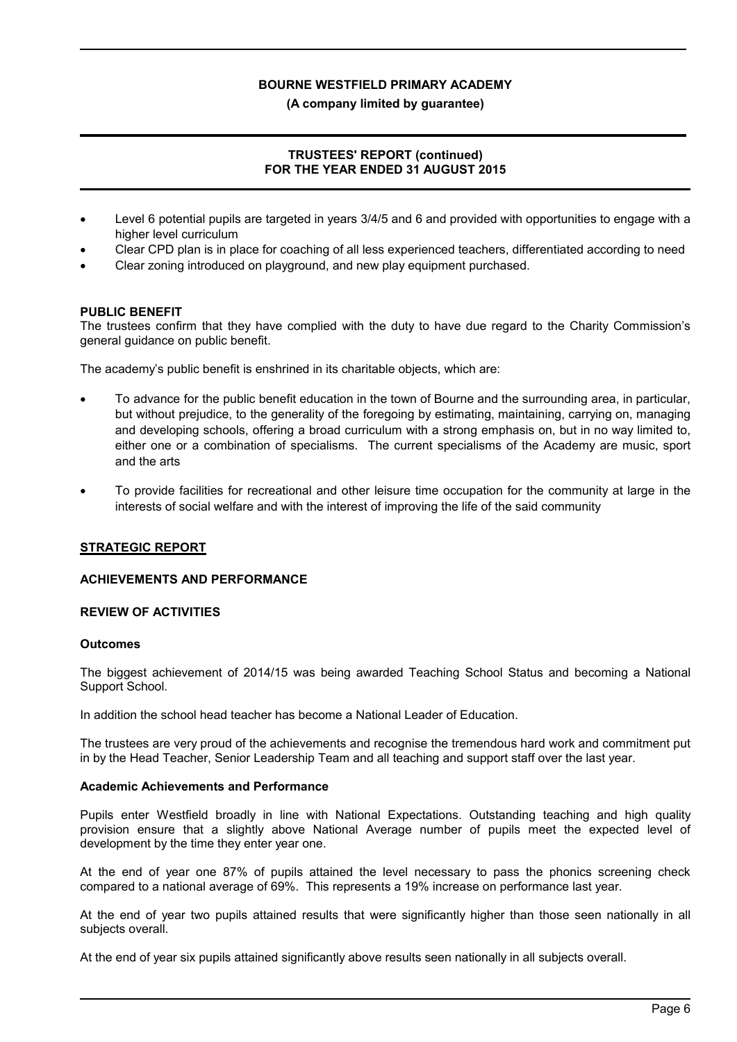- Level 6 potential pupils are targeted in years 3/4/5 and 6 and provided with opportunities to engage with a higher level curriculum
- Clear CPD plan is in place for coaching of all less experienced teachers, differentiated according to need
- Clear zoning introduced on playground, and new play equipment purchased.

**PUBLIC BENEFIT**

The trustees confirm that they have complied with the duty to have due regard to the Charity Commission's general guidance on public benefit.

The academy's public benefit is enshrined in its charitable objects, which are:

- To advance for the public benefit education in the town of Bourne and the surrounding area, in particular, but without prejudice, to the generality of the foregoing by estimating, maintaining, carrying on, managing and developing schools, offering a broad curriculum with a strong emphasis on, but in no way limited to, either one or a combination of specialisms. The current specialisms of the Academy are music, sport and the arts
- To provide facilities for recreational and other leisure time occupation for the community at large in the interests of social welfare and with the interest of improving the life of the said community

## STRATEGIC REPORT

### ACHIEVEMENTS AND PERFORMANCE

### REVIEW OF ACTIVITIES

**Outcomes**

The biggest achievement of 2014/15 was being awarded Teaching School Status and becoming a National Support School.

In addition the school head teacher has become a National Leader of Education.

The trustees are very proud of the achievements and recognise the tremendous hard work and commitment put in by the Head Teacher, Senior Leadership Team and all teaching and support staff over the last year.

**Academic Achievements and Performance**

Pupils enter Westfield broadly in line with National Expectations. Outstanding teaching and high quality provision ensure that a slightly above National Average number of pupils meet the expected level of development by the time they enter year one.

At the end of year one 87% of pupils attained the level necessary to pass the phonics screening check compared to a national average of 69%. This represents a 19% increase on performance last year.

At the end of year two pupils attained results that were significantly higher than those seen nationally in all subjects overall.

At the end of year six pupils attained significantly above results seen nationally in all subjects overall.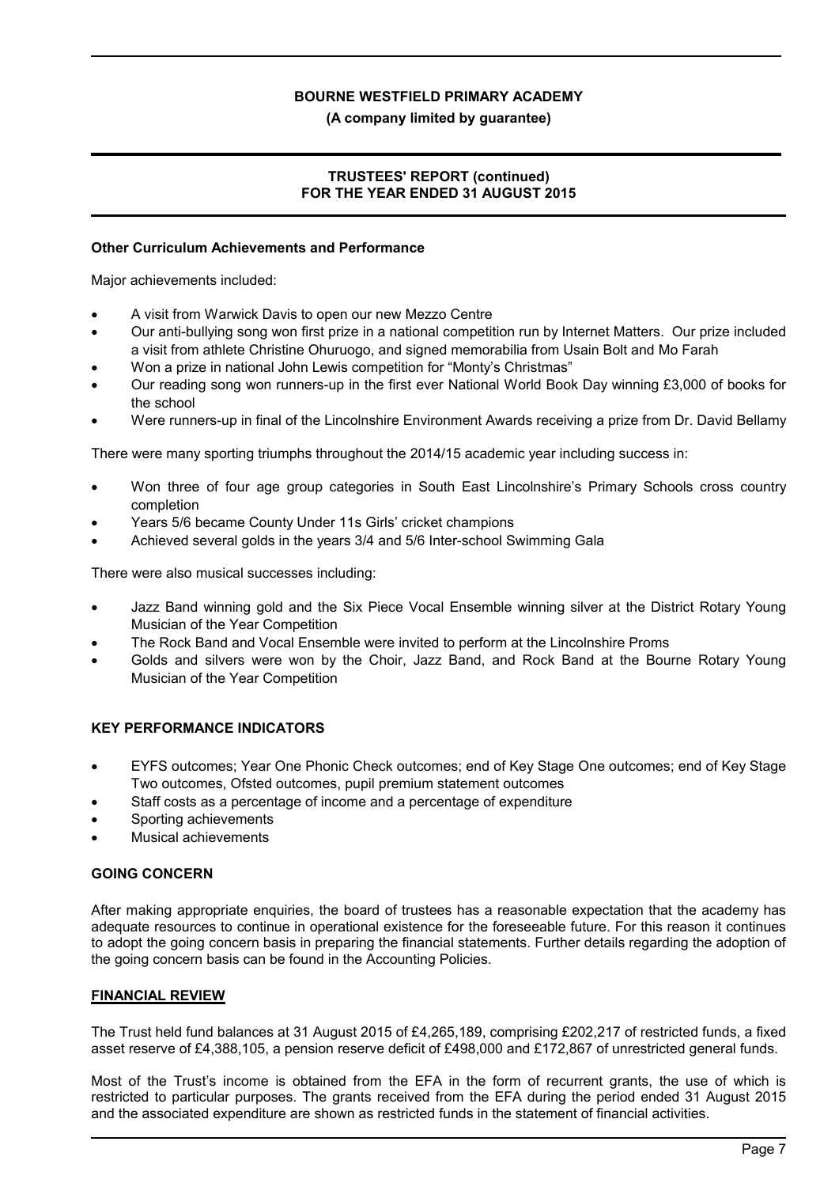**BOURNE WESTFIELD PRIMARY ACADEMY**

**(A company limited by guarantee)**

**TRUSTEES' REPORT (continued)**
**FOR THE YEAR ENDED 31 AUGUST 2015**

**Other Curriculum Achievements and Performance**

Major achievements included:

- A visit from Warwick Davis to open our new Mezzo Centre
- Our anti-bullying song won first prize in a national competition run by Internet Matters. Our prize included a visit from athlete Christine Ohuruogo, and signed memorabilia from Usain Bolt and Mo Farah
- Won a prize in national John Lewis competition for "Monty's Christmas"
- Our reading song won runners-up in the first ever National World Book Day winning £3,000 of books for the school
- Were runners-up in final of the Lincolnshire Environment Awards receiving a prize from Dr. David Bellamy

There were many sporting triumphs throughout the 2014/15 academic year including success in:

- Won three of four age group categories in South East Lincolnshire's Primary Schools cross country completion
- Years 5/6 became County Under 11s Girls' cricket champions
- Achieved several golds in the years 3/4 and 5/6 Inter-school Swimming Gala

There were also musical successes including:

- Jazz Band winning gold and the Six Piece Vocal Ensemble winning silver at the District Rotary Young Musician of the Year Competition
- The Rock Band and Vocal Ensemble were invited to perform at the Lincolnshire Proms
- Golds and silvers were won by the Choir, Jazz Band, and Rock Band at the Bourne Rotary Young Musician of the Year Competition

**KEY PERFORMANCE INDICATORS**

- EYFS outcomes; Year One Phonic Check outcomes; end of Key Stage One outcomes; end of Key Stage Two outcomes, Ofsted outcomes, pupil premium statement outcomes
- Staff costs as a percentage of income and a percentage of expenditure
- Sporting achievements
- Musical achievements

**GOING CONCERN**

After making appropriate enquiries, the board of trustees has a reasonable expectation that the academy has adequate resources to continue in operational existence for the foreseeable future. For this reason it continues to adopt the going concern basis in preparing the financial statements. Further details regarding the adoption of the going concern basis can be found in the Accounting Policies.

**FINANCIAL REVIEW**

The Trust held fund balances at 31 August 2015 of £4,265,189, comprising £202,217 of restricted funds, a fixed asset reserve of £4,388,105, a pension reserve deficit of £498,000 and £172,867 of unrestricted general funds.

Most of the Trust's income is obtained from the EFA in the form of recurrent grants, the use of which is restricted to particular purposes. The grants received from the EFA during the period ended 31 August 2015 and the associated expenditure are shown as restricted funds in the statement of financial activities.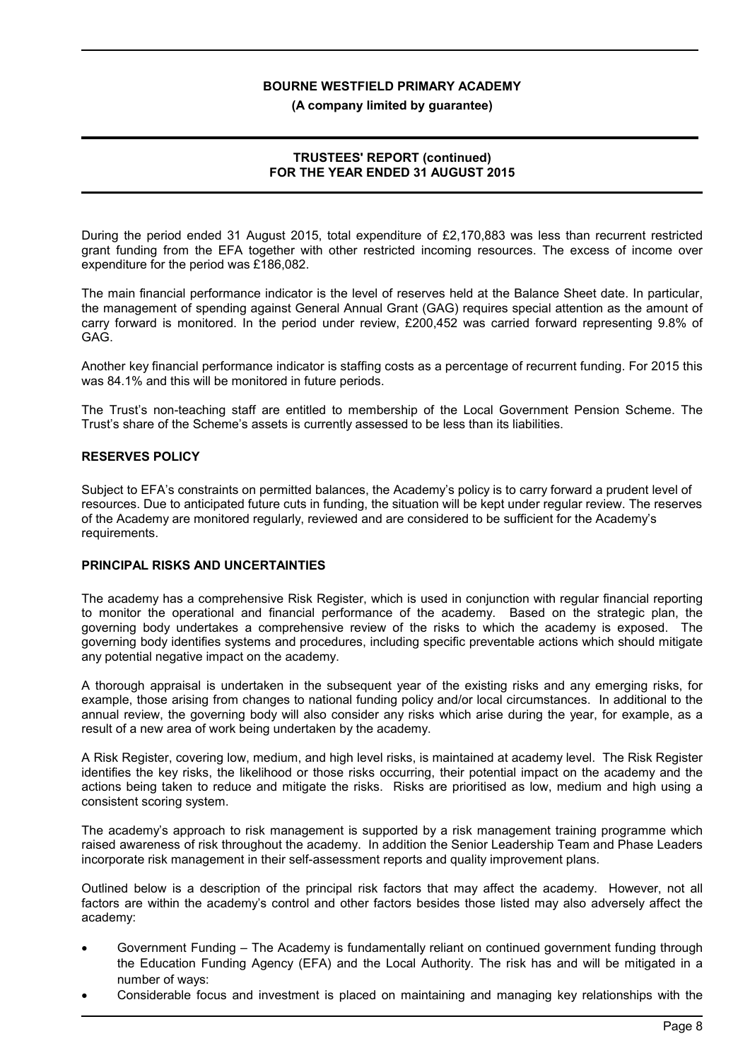During the period ended 31 August 2015, total expenditure of £2,170,883 was less than recurrent restricted grant funding from the EFA together with other restricted incoming resources. The excess of income over expenditure for the period was £186,082.

The main financial performance indicator is the level of reserves held at the Balance Sheet date. In particular, the management of spending against General Annual Grant (GAG) requires special attention as the amount of carry forward is monitored. In the period under review, £200,452 was carried forward representing 9.8% of GAG.

Another key financial performance indicator is staffing costs as a percentage of recurrent funding. For 2015 this was 84.1% and this will be monitored in future periods.

The Trust's non-teaching staff are entitled to membership of the Local Government Pension Scheme. The Trust's share of the Scheme's assets is currently assessed to be less than its liabilities.

## RESERVES POLICY

Subject to EFA's constraints on permitted balances, the Academy's policy is to carry forward a prudent level of resources. Due to anticipated future cuts in funding, the situation will be kept under regular review. The reserves of the Academy are monitored regularly, reviewed and are considered to be sufficient for the Academy's requirements.

## PRINCIPAL RISKS AND UNCERTAINTIES

The academy has a comprehensive Risk Register, which is used in conjunction with regular financial reporting to monitor the operational and financial performance of the academy. Based on the strategic plan, the governing body undertakes a comprehensive review of the risks to which the academy is exposed. The governing body identifies systems and procedures, including specific preventable actions which should mitigate any potential negative impact on the academy.

A thorough appraisal is undertaken in the subsequent year of the existing risks and any emerging risks, for example, those arising from changes to national funding policy and/or local circumstances. In additional to the annual review, the governing body will also consider any risks which arise during the year, for example, as a result of a new area of work being undertaken by the academy.

A Risk Register, covering low, medium, and high level risks, is maintained at academy level. The Risk Register identifies the key risks, the likelihood or those risks occurring, their potential impact on the academy and the actions being taken to reduce and mitigate the risks. Risks are prioritised as low, medium and high using a consistent scoring system.

The academy's approach to risk management is supported by a risk management training programme which raised awareness of risk throughout the academy. In addition the Senior Leadership Team and Phase Leaders incorporate risk management in their self-assessment reports and quality improvement plans.

Outlined below is a description of the principal risk factors that may affect the academy. However, not all factors are within the academy's control and other factors besides those listed may also adversely affect the academy:

- Government Funding – The Academy is fundamentally reliant on continued government funding through the Education Funding Agency (EFA) and the Local Authority. The risk has and will be mitigated in a number of ways:
- Considerable focus and investment is placed on maintaining and managing key relationships with the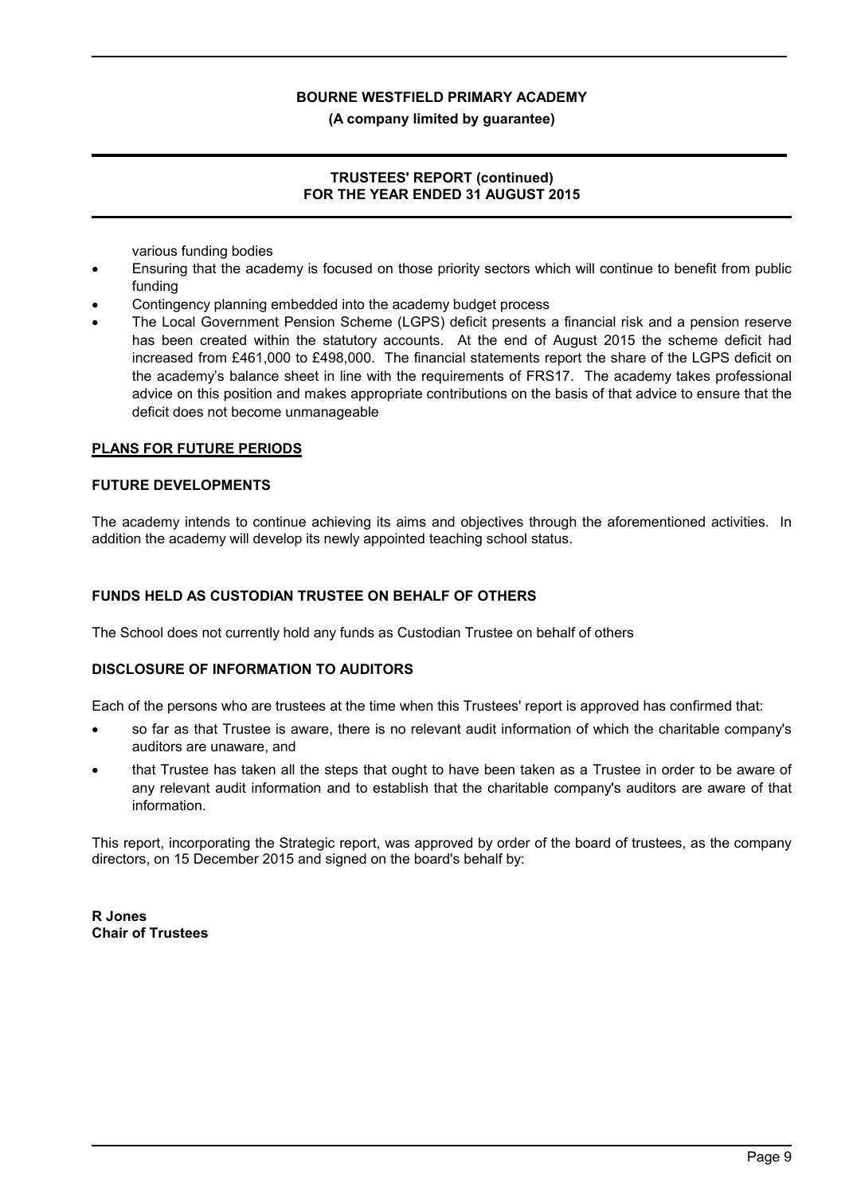various funding bodies

- Ensuring that the academy is focused on those priority sectors which will continue to benefit from public funding
- Contingency planning embedded into the academy budget process
- The Local Government Pension Scheme (LGPS) deficit presents a financial risk and a pension reserve has been created within the statutory accounts. At the end of August 2015 the scheme deficit had increased from £461,000 to £498,000. The financial statements report the share of the LGPS deficit on the academy's balance sheet in line with the requirements of FRS17. The academy takes professional advice on this position and makes appropriate contributions on the basis of that advice to ensure that the deficit does not become unmanageable

## PLANS FOR FUTURE PERIODS

### FUTURE DEVELOPMENTS

The academy intends to continue achieving its aims and objectives through the aforementioned activities. In addition the academy will develop its newly appointed teaching school status.

### FUNDS HELD AS CUSTODIAN TRUSTEE ON BEHALF OF OTHERS

The School does not currently hold any funds as Custodian Trustee on behalf of others

### DISCLOSURE OF INFORMATION TO AUDITORS

Each of the persons who are trustees at the time when this Trustees' report is approved has confirmed that:

- so far as that Trustee is aware, there is no relevant audit information of which the charitable company's auditors are unaware, and
- that Trustee has taken all the steps that ought to have been taken as a Trustee in order to be aware of any relevant audit information and to establish that the charitable company's auditors are aware of that information.

This report, incorporating the Strategic report, was approved by order of the board of trustees, as the company directors, on 15 December 2015 and signed on the board's behalf by:

**R Jones**
**Chair of Trustees**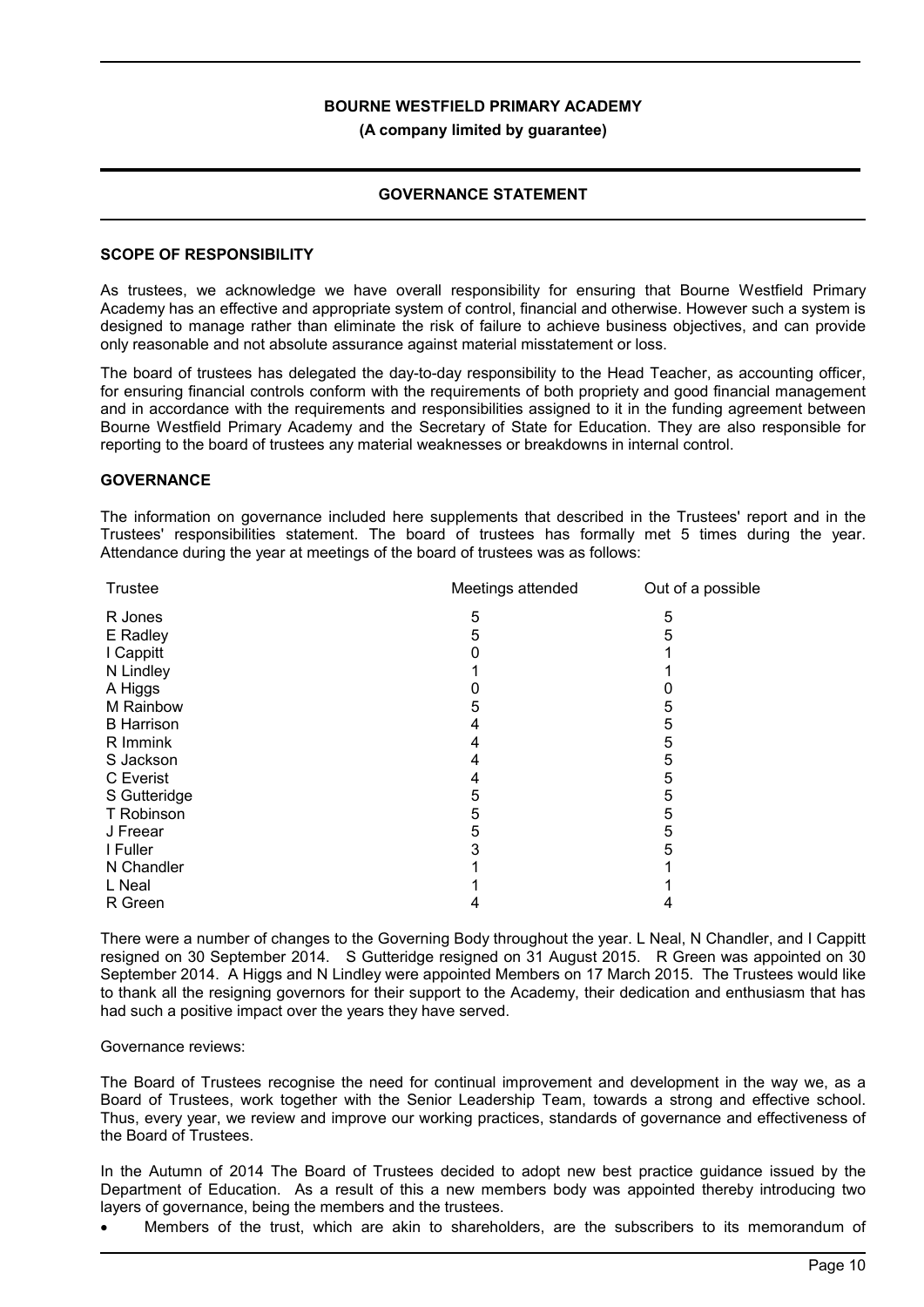**BOURNE WESTFIELD PRIMARY ACADEMY**

**(A company limited by guarantee)**

## GOVERNANCE STATEMENT

### SCOPE OF RESPONSIBILITY

As trustees, we acknowledge we have overall responsibility for ensuring that Bourne Westfield Primary Academy has an effective and appropriate system of control, financial and otherwise. However such a system is designed to manage rather than eliminate the risk of failure to achieve business objectives, and can provide only reasonable and not absolute assurance against material misstatement or loss.

The board of trustees has delegated the day-to-day responsibility to the Head Teacher, as accounting officer, for ensuring financial controls conform with the requirements of both propriety and good financial management and in accordance with the requirements and responsibilities assigned to it in the funding agreement between Bourne Westfield Primary Academy and the Secretary of State for Education. They are also responsible for reporting to the board of trustees any material weaknesses or breakdowns in internal control.

### GOVERNANCE

The information on governance included here supplements that described in the Trustees' report and in the Trustees' responsibilities statement. The board of trustees has formally met 5 times during the year. Attendance during the year at meetings of the board of trustees was as follows:

| Trustee | Meetings attended | Out of a possible |
|---|---|---|
| R Jones | 5 | 5 |
| E Radley | 5 | 5 |
| I Cappitt | 0 | 1 |
| N Lindley | 1 | 1 |
| A Higgs | 0 | 0 |
| M Rainbow | 5 | 5 |
| B Harrison | 4 | 5 |
| R Immink | 4 | 5 |
| S Jackson | 4 | 5 |
| C Everist | 4 | 5 |
| S Gutteridge | 5 | 5 |
| T Robinson | 5 | 5 |
| J Freear | 5 | 5 |
| I Fuller | 3 | 5 |
| N Chandler | 1 | 1 |
| L Neal | 1 | 1 |
| R Green | 4 | 4 |

There were a number of changes to the Governing Body throughout the year. L Neal, N Chandler, and I Cappitt resigned on 30 September 2014. S Gutteridge resigned on 31 August 2015. R Green was appointed on 30 September 2014. A Higgs and N Lindley were appointed Members on 17 March 2015. The Trustees would like to thank all the resigning governors for their support to the Academy, their dedication and enthusiasm that has had such a positive impact over the years they have served.

Governance reviews:

The Board of Trustees recognise the need for continual improvement and development in the way we, as a Board of Trustees, work together with the Senior Leadership Team, towards a strong and effective school. Thus, every year, we review and improve our working practices, standards of governance and effectiveness of the Board of Trustees.

In the Autumn of 2014 The Board of Trustees decided to adopt new best practice guidance issued by the Department of Education. As a result of this a new members body was appointed thereby introducing two layers of governance, being the members and the trustees.

- Members of the trust, which are akin to shareholders, are the subscribers to its memorandum of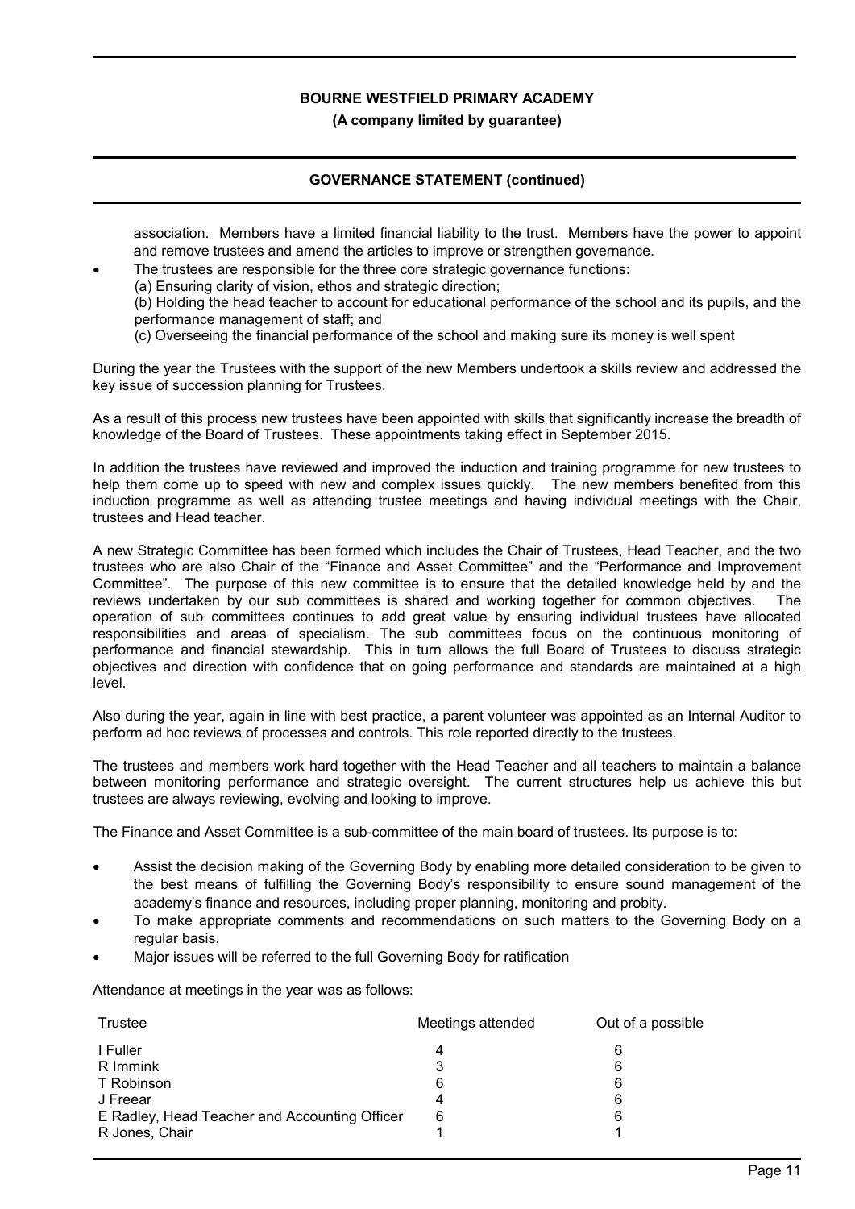association. Members have a limited financial liability to the trust. Members have the power to appoint and remove trustees and amend the articles to improve or strengthen governance.

- The trustees are responsible for the three core strategic governance functions:
  (a) Ensuring clarity of vision, ethos and strategic direction;
  (b) Holding the head teacher to account for educational performance of the school and its pupils, and the performance management of staff; and
  (c) Overseeing the financial performance of the school and making sure its money is well spent

During the year the Trustees with the support of the new Members undertook a skills review and addressed the key issue of succession planning for Trustees.

As a result of this process new trustees have been appointed with skills that significantly increase the breadth of knowledge of the Board of Trustees. These appointments taking effect in September 2015.

In addition the trustees have reviewed and improved the induction and training programme for new trustees to help them come up to speed with new and complex issues quickly. The new members benefited from this induction programme as well as attending trustee meetings and having individual meetings with the Chair, trustees and Head teacher.

A new Strategic Committee has been formed which includes the Chair of Trustees, Head Teacher, and the two trustees who are also Chair of the "Finance and Asset Committee" and the "Performance and Improvement Committee". The purpose of this new committee is to ensure that the detailed knowledge held by and the reviews undertaken by our sub committees is shared and working together for common objectives. The operation of sub committees continues to add great value by ensuring individual trustees have allocated responsibilities and areas of specialism. The sub committees focus on the continuous monitoring of performance and financial stewardship. This in turn allows the full Board of Trustees to discuss strategic objectives and direction with confidence that on going performance and standards are maintained at a high level.

Also during the year, again in line with best practice, a parent volunteer was appointed as an Internal Auditor to perform ad hoc reviews of processes and controls. This role reported directly to the trustees.

The trustees and members work hard together with the Head Teacher and all teachers to maintain a balance between monitoring performance and strategic oversight. The current structures help us achieve this but trustees are always reviewing, evolving and looking to improve.

The Finance and Asset Committee is a sub-committee of the main board of trustees. Its purpose is to:

- Assist the decision making of the Governing Body by enabling more detailed consideration to be given to the best means of fulfilling the Governing Body's responsibility to ensure sound management of the academy's finance and resources, including proper planning, monitoring and probity.
- To make appropriate comments and recommendations on such matters to the Governing Body on a regular basis.
- Major issues will be referred to the full Governing Body for ratification

Attendance at meetings in the year was as follows:

| Trustee | Meetings attended | Out of a possible |
|---|---|---|
| I Fuller | 4 | 6 |
| R Immink | 3 | 6 |
| T Robinson | 6 | 6 |
| J Freear | 4 | 6 |
| E Radley, Head Teacher and Accounting Officer | 6 | 6 |
| R Jones, Chair | 1 | 1 |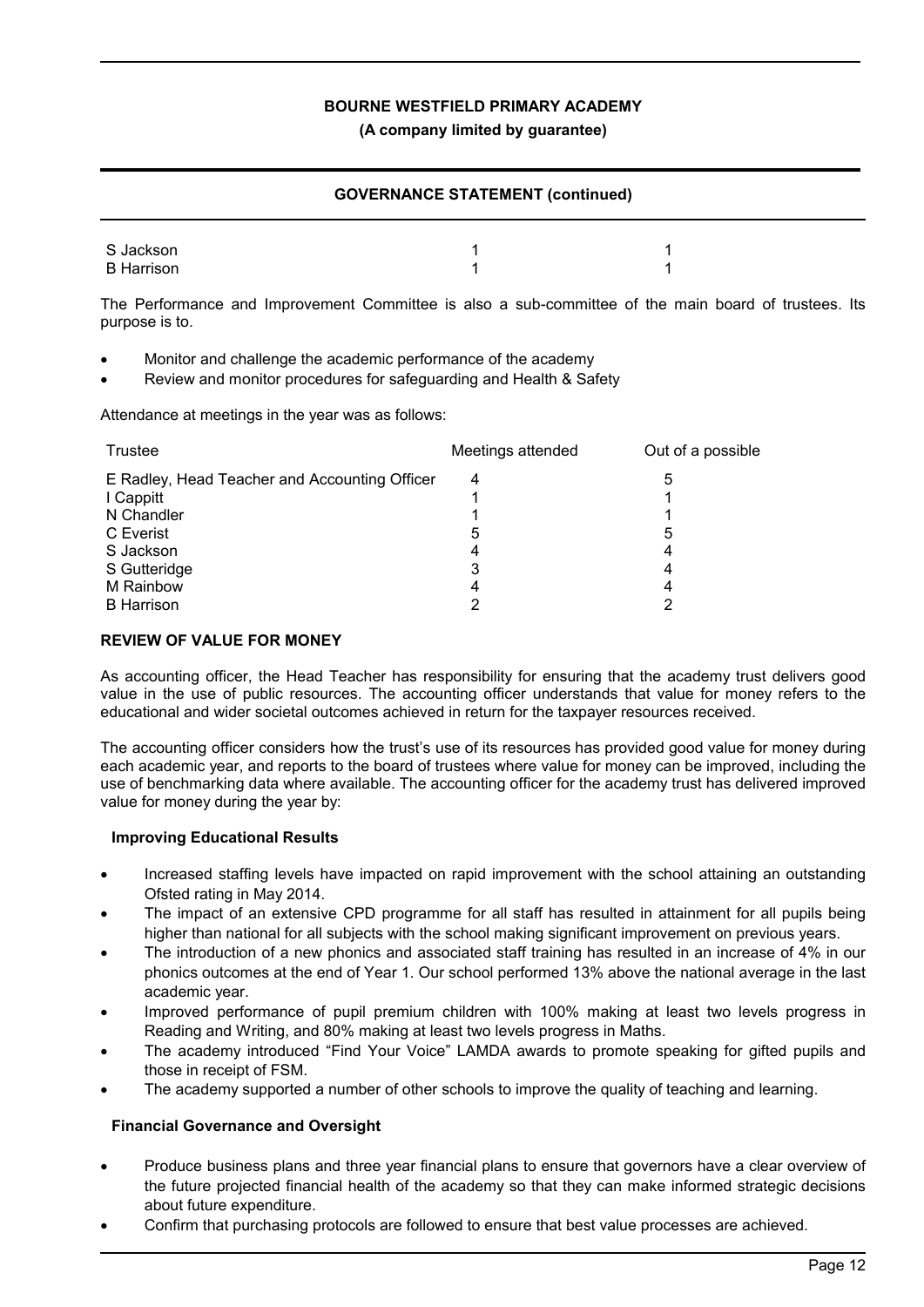| | | |
|---|---|---|
| S Jackson | 1 | 1 |
| B Harrison | 1 | 1 |

The Performance and Improvement Committee is also a sub-committee of the main board of trustees. Its purpose is to.

- Monitor and challenge the academic performance of the academy
- Review and monitor procedures for safeguarding and Health & Safety

Attendance at meetings in the year was as follows:

| Trustee | Meetings attended | Out of a possible |
|---|---|---|
| E Radley, Head Teacher and Accounting Officer | 4 | 5 |
| I Cappitt | 1 | 1 |
| N Chandler | 1 | 1 |
| C Everist | 5 | 5 |
| S Jackson | 4 | 4 |
| S Gutteridge | 3 | 4 |
| M Rainbow | 4 | 4 |
| B Harrison | 2 | 2 |

## REVIEW OF VALUE FOR MONEY

As accounting officer, the Head Teacher has responsibility for ensuring that the academy trust delivers good value in the use of public resources. The accounting officer understands that value for money refers to the educational and wider societal outcomes achieved in return for the taxpayer resources received.

The accounting officer considers how the trust's use of its resources has provided good value for money during each academic year, and reports to the board of trustees where value for money can be improved, including the use of benchmarking data where available. The accounting officer for the academy trust has delivered improved value for money during the year by:

### Improving Educational Results

- Increased staffing levels have impacted on rapid improvement with the school attaining an outstanding Ofsted rating in May 2014.
- The impact of an extensive CPD programme for all staff has resulted in attainment for all pupils being higher than national for all subjects with the school making significant improvement on previous years.
- The introduction of a new phonics and associated staff training has resulted in an increase of 4% in our phonics outcomes at the end of Year 1. Our school performed 13% above the national average in the last academic year.
- Improved performance of pupil premium children with 100% making at least two levels progress in Reading and Writing, and 80% making at least two levels progress in Maths.
- The academy introduced "Find Your Voice" LAMDA awards to promote speaking for gifted pupils and those in receipt of FSM.
- The academy supported a number of other schools to improve the quality of teaching and learning.

### Financial Governance and Oversight

- Produce business plans and three year financial plans to ensure that governors have a clear overview of the future projected financial health of the academy so that they can make informed strategic decisions about future expenditure.
- Confirm that purchasing protocols are followed to ensure that best value processes are achieved.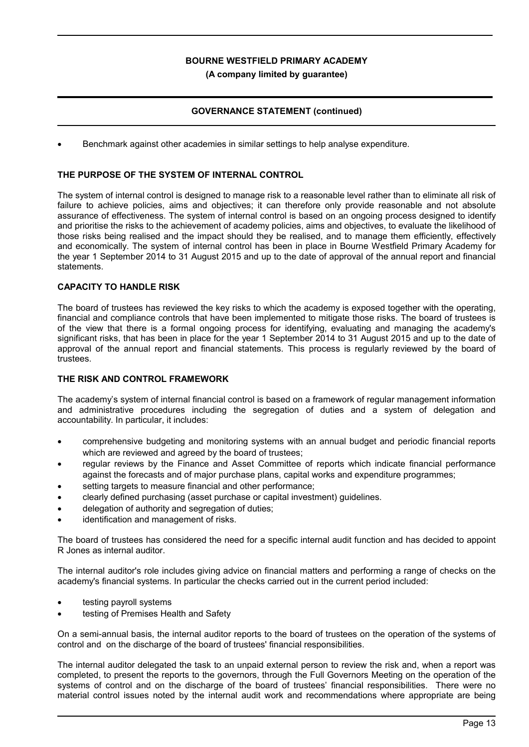- Benchmark against other academies in similar settings to help analyse expenditure.

## THE PURPOSE OF THE SYSTEM OF INTERNAL CONTROL

The system of internal control is designed to manage risk to a reasonable level rather than to eliminate all risk of failure to achieve policies, aims and objectives; it can therefore only provide reasonable and not absolute assurance of effectiveness. The system of internal control is based on an ongoing process designed to identify and prioritise the risks to the achievement of academy policies, aims and objectives, to evaluate the likelihood of those risks being realised and the impact should they be realised, and to manage them efficiently, effectively and economically. The system of internal control has been in place in Bourne Westfield Primary Academy for the year 1 September 2014 to 31 August 2015 and up to the date of approval of the annual report and financial statements.

## CAPACITY TO HANDLE RISK

The board of trustees has reviewed the key risks to which the academy is exposed together with the operating, financial and compliance controls that have been implemented to mitigate those risks. The board of trustees is of the view that there is a formal ongoing process for identifying, evaluating and managing the academy's significant risks, that has been in place for the year 1 September 2014 to 31 August 2015 and up to the date of approval of the annual report and financial statements. This process is regularly reviewed by the board of trustees.

## THE RISK AND CONTROL FRAMEWORK

The academy's system of internal financial control is based on a framework of regular management information and administrative procedures including the segregation of duties and a system of delegation and accountability. In particular, it includes:

- comprehensive budgeting and monitoring systems with an annual budget and periodic financial reports which are reviewed and agreed by the board of trustees;
- regular reviews by the Finance and Asset Committee of reports which indicate financial performance against the forecasts and of major purchase plans, capital works and expenditure programmes;
- setting targets to measure financial and other performance;
- clearly defined purchasing (asset purchase or capital investment) guidelines.
- delegation of authority and segregation of duties;
- identification and management of risks.

The board of trustees has considered the need for a specific internal audit function and has decided to appoint R Jones as internal auditor.

The internal auditor's role includes giving advice on financial matters and performing a range of checks on the academy's financial systems. In particular the checks carried out in the current period included:

- testing payroll systems
- testing of Premises Health and Safety

On a semi-annual basis, the internal auditor reports to the board of trustees on the operation of the systems of control and on the discharge of the board of trustees' financial responsibilities.

The internal auditor delegated the task to an unpaid external person to review the risk and, when a report was completed, to present the reports to the governors, through the Full Governors Meeting on the operation of the systems of control and on the discharge of the board of trustees' financial responsibilities. There were no material control issues noted by the internal audit work and recommendations where appropriate are being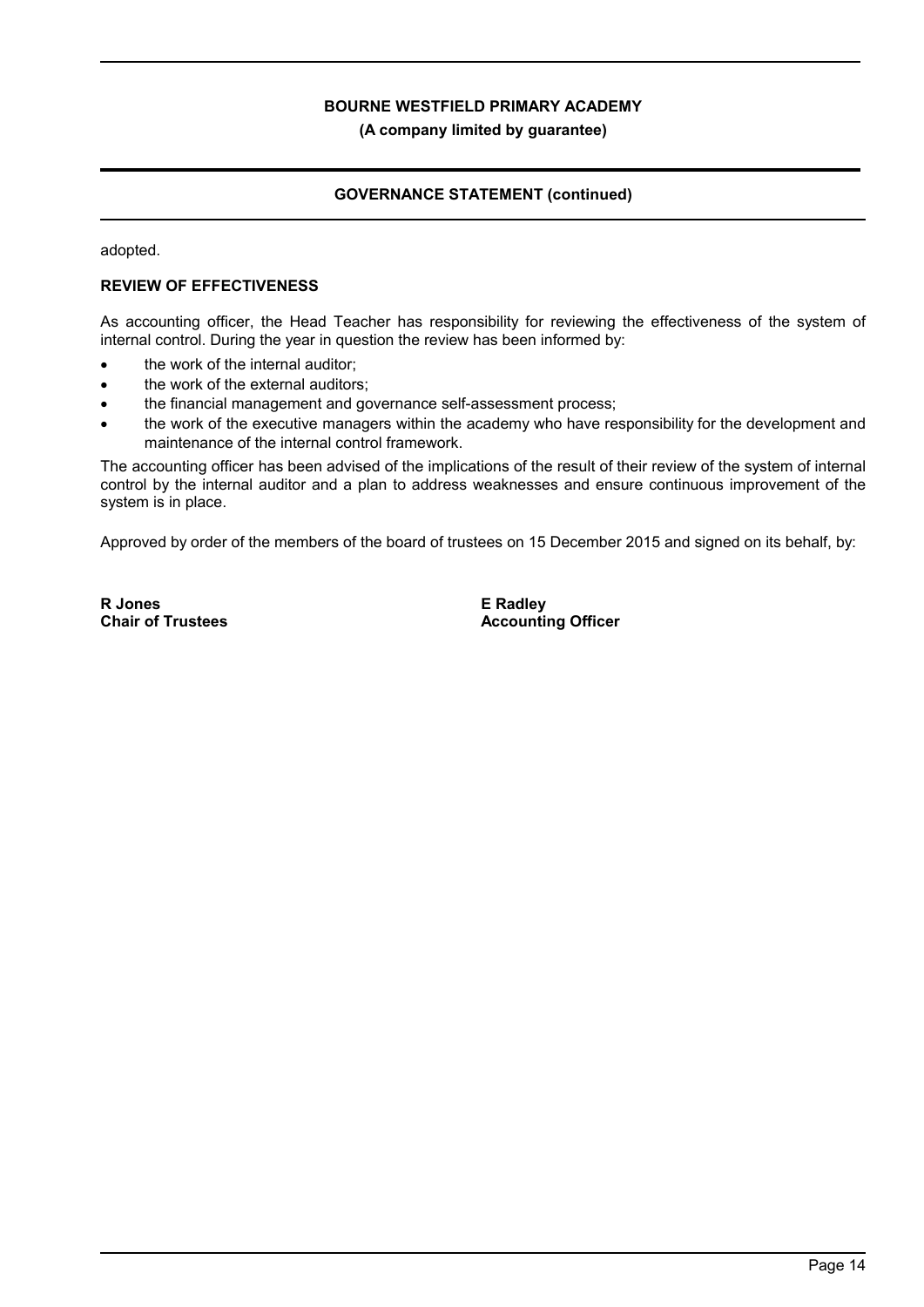adopted.

## REVIEW OF EFFECTIVENESS

As accounting officer, the Head Teacher has responsibility for reviewing the effectiveness of the system of internal control. During the year in question the review has been informed by:

- the work of the internal auditor;
- the work of the external auditors;
- the financial management and governance self-assessment process;
- the work of the executive managers within the academy who have responsibility for the development and maintenance of the internal control framework.

The accounting officer has been advised of the implications of the result of their review of the system of internal control by the internal auditor and a plan to address weaknesses and ensure continuous improvement of the system is in place.

Approved by order of the members of the board of trustees on 15 December 2015 and signed on its behalf, by:

**R Jones**
**Chair of Trustees**

**E Radley**
**Accounting Officer**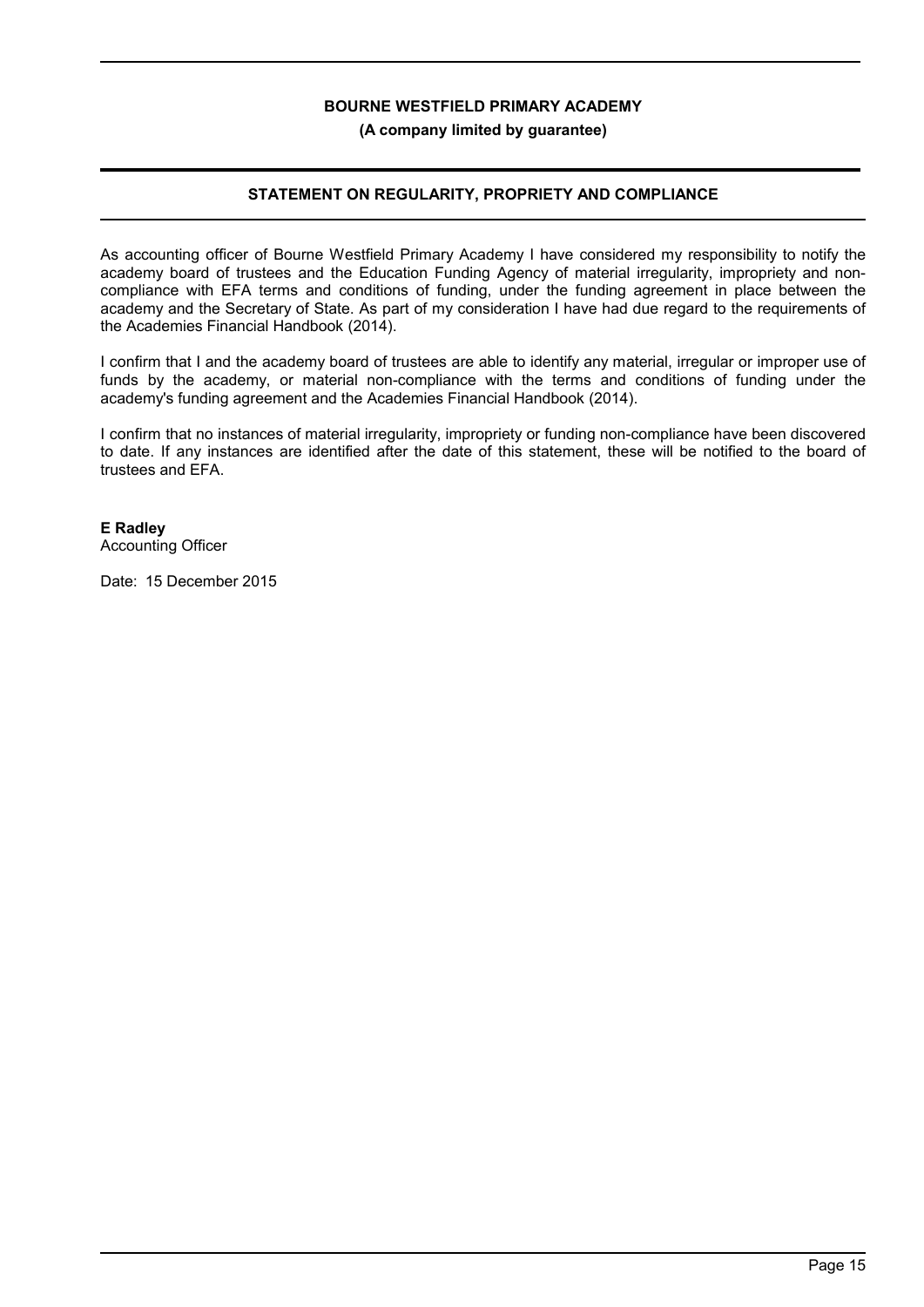**BOURNE WESTFIELD PRIMARY ACADEMY**

**(A company limited by guarantee)**

## STATEMENT ON REGULARITY, PROPRIETY AND COMPLIANCE

As accounting officer of Bourne Westfield Primary Academy I have considered my responsibility to notify the academy board of trustees and the Education Funding Agency of material irregularity, impropriety and non-compliance with EFA terms and conditions of funding, under the funding agreement in place between the academy and the Secretary of State. As part of my consideration I have had due regard to the requirements of the Academies Financial Handbook (2014).

I confirm that I and the academy board of trustees are able to identify any material, irregular or improper use of funds by the academy, or material non-compliance with the terms and conditions of funding under the academy's funding agreement and the Academies Financial Handbook (2014).

I confirm that no instances of material irregularity, impropriety or funding non-compliance have been discovered to date. If any instances are identified after the date of this statement, these will be notified to the board of trustees and EFA.

**E Radley**
Accounting Officer

Date: 15 December 2015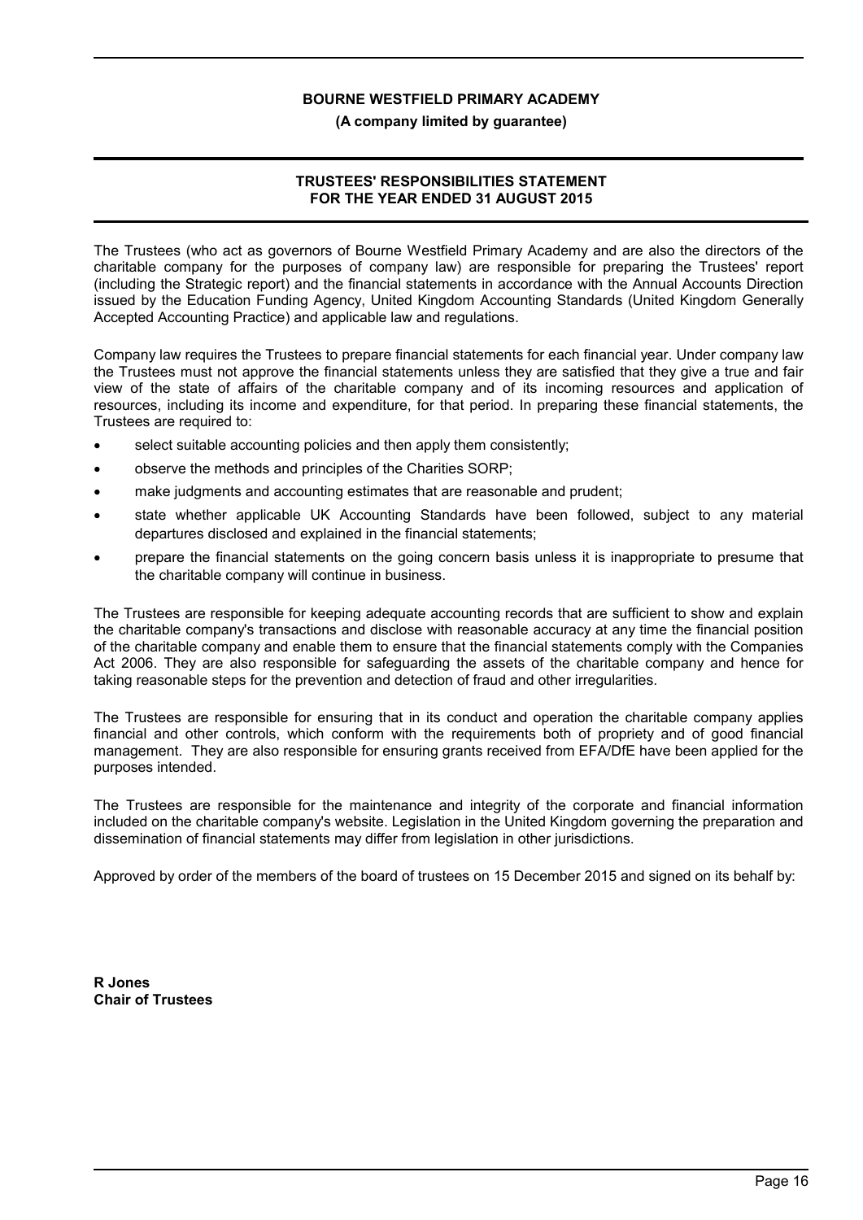# BOURNE WESTFIELD PRIMARY ACADEMY

**(A company limited by guarantee)**

## TRUSTEES' RESPONSIBILITIES STATEMENT FOR THE YEAR ENDED 31 AUGUST 2015

The Trustees (who act as governors of Bourne Westfield Primary Academy and are also the directors of the charitable company for the purposes of company law) are responsible for preparing the Trustees' report (including the Strategic report) and the financial statements in accordance with the Annual Accounts Direction issued by the Education Funding Agency, United Kingdom Accounting Standards (United Kingdom Generally Accepted Accounting Practice) and applicable law and regulations.

Company law requires the Trustees to prepare financial statements for each financial year. Under company law the Trustees must not approve the financial statements unless they are satisfied that they give a true and fair view of the state of affairs of the charitable company and of its incoming resources and application of resources, including its income and expenditure, for that period. In preparing these financial statements, the Trustees are required to:

- select suitable accounting policies and then apply them consistently;
- observe the methods and principles of the Charities SORP;
- make judgments and accounting estimates that are reasonable and prudent;
- state whether applicable UK Accounting Standards have been followed, subject to any material departures disclosed and explained in the financial statements;
- prepare the financial statements on the going concern basis unless it is inappropriate to presume that the charitable company will continue in business.

The Trustees are responsible for keeping adequate accounting records that are sufficient to show and explain the charitable company's transactions and disclose with reasonable accuracy at any time the financial position of the charitable company and enable them to ensure that the financial statements comply with the Companies Act 2006. They are also responsible for safeguarding the assets of the charitable company and hence for taking reasonable steps for the prevention and detection of fraud and other irregularities.

The Trustees are responsible for ensuring that in its conduct and operation the charitable company applies financial and other controls, which conform with the requirements both of propriety and of good financial management. They are also responsible for ensuring grants received from EFA/DfE have been applied for the purposes intended.

The Trustees are responsible for the maintenance and integrity of the corporate and financial information included on the charitable company's website. Legislation in the United Kingdom governing the preparation and dissemination of financial statements may differ from legislation in other jurisdictions.

Approved by order of the members of the board of trustees on 15 December 2015 and signed on its behalf by:

**R Jones**
**Chair of Trustees**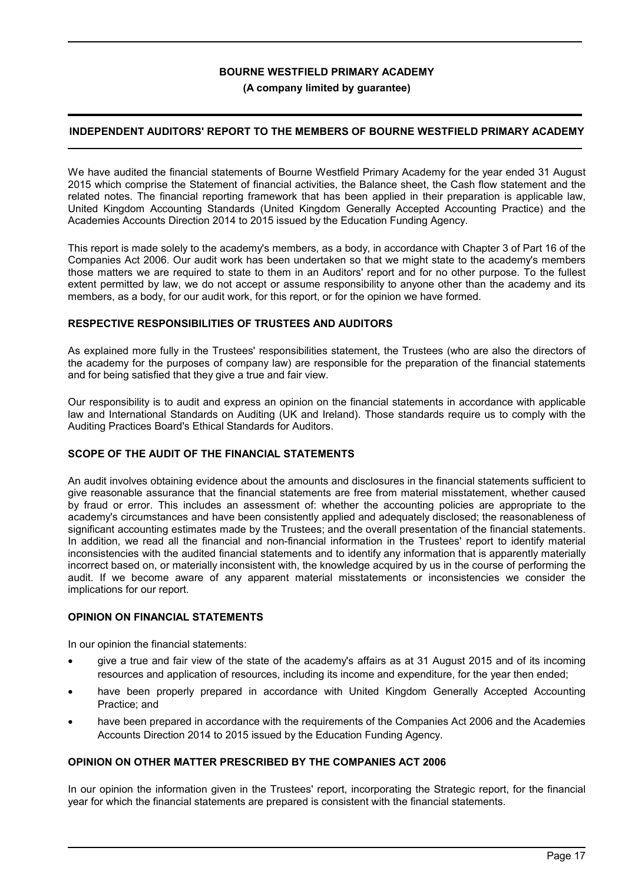# BOURNE WESTFIELD PRIMARY ACADEMY

**(A company limited by guarantee)**

## INDEPENDENT AUDITORS' REPORT TO THE MEMBERS OF BOURNE WESTFIELD PRIMARY ACADEMY

We have audited the financial statements of Bourne Westfield Primary Academy for the year ended 31 August 2015 which comprise the Statement of financial activities, the Balance sheet, the Cash flow statement and the related notes. The financial reporting framework that has been applied in their preparation is applicable law, United Kingdom Accounting Standards (United Kingdom Generally Accepted Accounting Practice) and the Academies Accounts Direction 2014 to 2015 issued by the Education Funding Agency.

This report is made solely to the academy's members, as a body, in accordance with Chapter 3 of Part 16 of the Companies Act 2006. Our audit work has been undertaken so that we might state to the academy's members those matters we are required to state to them in an Auditors' report and for no other purpose. To the fullest extent permitted by law, we do not accept or assume responsibility to anyone other than the academy and its members, as a body, for our audit work, for this report, or for the opinion we have formed.

### RESPECTIVE RESPONSIBILITIES OF TRUSTEES AND AUDITORS

As explained more fully in the Trustees' responsibilities statement, the Trustees (who are also the directors of the academy for the purposes of company law) are responsible for the preparation of the financial statements and for being satisfied that they give a true and fair view.

Our responsibility is to audit and express an opinion on the financial statements in accordance with applicable law and International Standards on Auditing (UK and Ireland). Those standards require us to comply with the Auditing Practices Board's Ethical Standards for Auditors.

### SCOPE OF THE AUDIT OF THE FINANCIAL STATEMENTS

An audit involves obtaining evidence about the amounts and disclosures in the financial statements sufficient to give reasonable assurance that the financial statements are free from material misstatement, whether caused by fraud or error. This includes an assessment of: whether the accounting policies are appropriate to the academy's circumstances and have been consistently applied and adequately disclosed; the reasonableness of significant accounting estimates made by the Trustees; and the overall presentation of the financial statements. In addition, we read all the financial and non-financial information in the Trustees' report to identify material inconsistencies with the audited financial statements and to identify any information that is apparently materially incorrect based on, or materially inconsistent with, the knowledge acquired by us in the course of performing the audit. If we become aware of any apparent material misstatements or inconsistencies we consider the implications for our report.

### OPINION ON FINANCIAL STATEMENTS

In our opinion the financial statements:

- give a true and fair view of the state of the academy's affairs as at 31 August 2015 and of its incoming resources and application of resources, including its income and expenditure, for the year then ended;
- have been properly prepared in accordance with United Kingdom Generally Accepted Accounting Practice; and
- have been prepared in accordance with the requirements of the Companies Act 2006 and the Academies Accounts Direction 2014 to 2015 issued by the Education Funding Agency.

### OPINION ON OTHER MATTER PRESCRIBED BY THE COMPANIES ACT 2006

In our opinion the information given in the Trustees' report, incorporating the Strategic report, for the financial year for which the financial statements are prepared is consistent with the financial statements.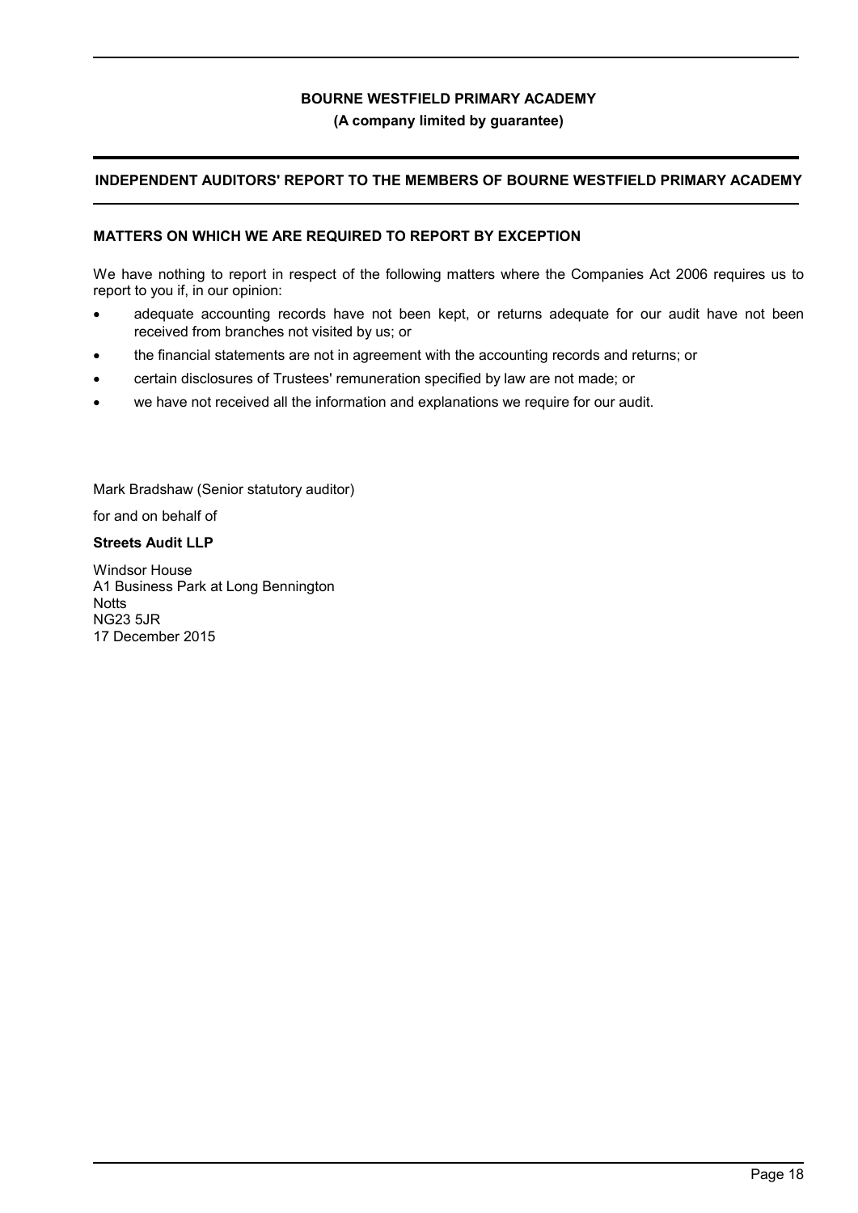## INDEPENDENT AUDITORS' REPORT TO THE MEMBERS OF BOURNE WESTFIELD PRIMARY ACADEMY

### MATTERS ON WHICH WE ARE REQUIRED TO REPORT BY EXCEPTION

We have nothing to report in respect of the following matters where the Companies Act 2006 requires us to report to you if, in our opinion:

- adequate accounting records have not been kept, or returns adequate for our audit have not been received from branches not visited by us; or
- the financial statements are not in agreement with the accounting records and returns; or
- certain disclosures of Trustees' remuneration specified by law are not made; or
- we have not received all the information and explanations we require for our audit.

Mark Bradshaw (Senior statutory auditor)

for and on behalf of

**Streets Audit LLP**

Windsor House
A1 Business Park at Long Bennington
Notts
NG23 5JR
17 December 2015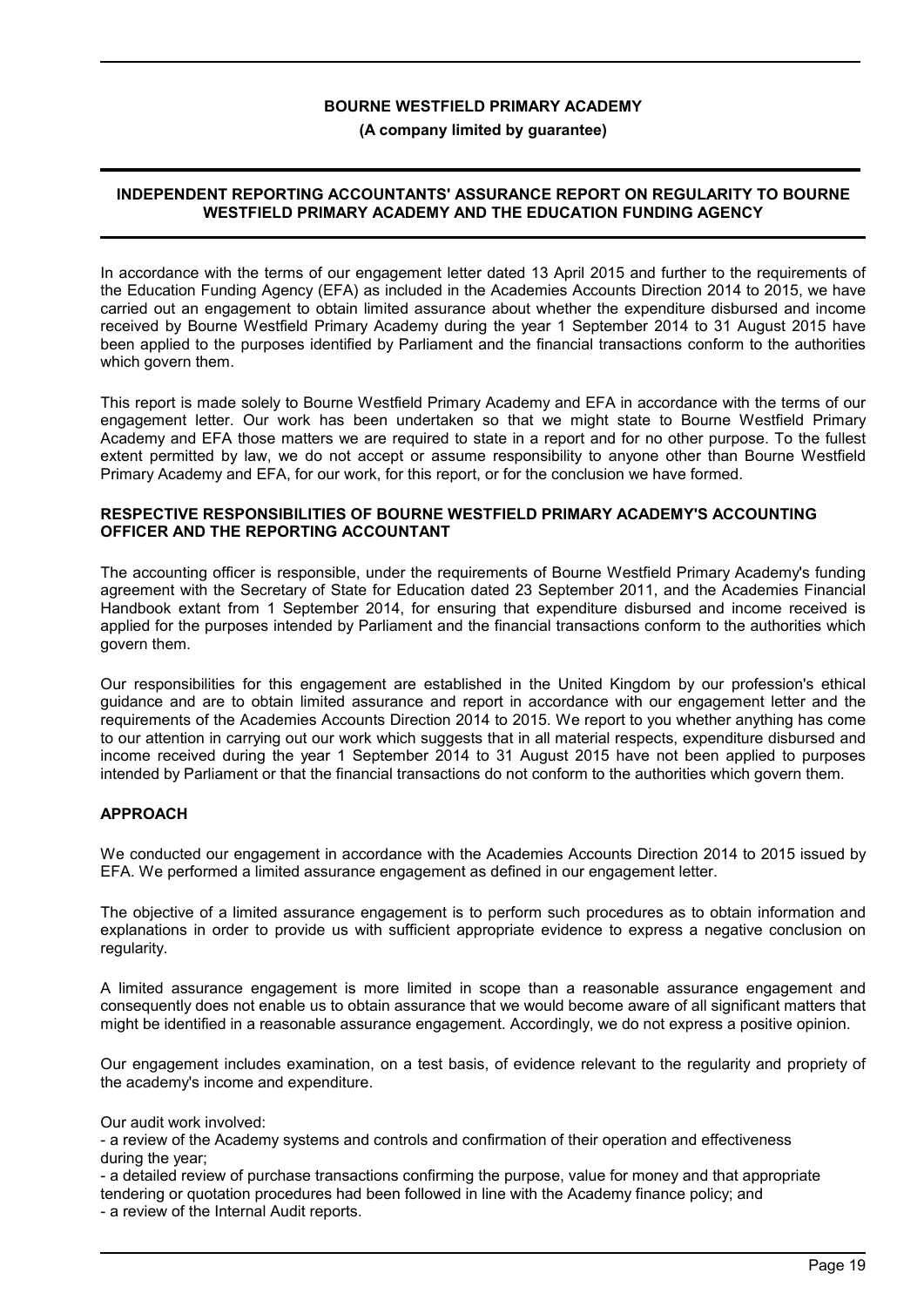# BOURNE WESTFIELD PRIMARY ACADEMY

**(A company limited by guarantee)**

## INDEPENDENT REPORTING ACCOUNTANTS' ASSURANCE REPORT ON REGULARITY TO BOURNE WESTFIELD PRIMARY ACADEMY AND THE EDUCATION FUNDING AGENCY

In accordance with the terms of our engagement letter dated 13 April 2015 and further to the requirements of the Education Funding Agency (EFA) as included in the Academies Accounts Direction 2014 to 2015, we have carried out an engagement to obtain limited assurance about whether the expenditure disbursed and income received by Bourne Westfield Primary Academy during the year 1 September 2014 to 31 August 2015 have been applied to the purposes identified by Parliament and the financial transactions conform to the authorities which govern them.

This report is made solely to Bourne Westfield Primary Academy and EFA in accordance with the terms of our engagement letter. Our work has been undertaken so that we might state to Bourne Westfield Primary Academy and EFA those matters we are required to state in a report and for no other purpose. To the fullest extent permitted by law, we do not accept or assume responsibility to anyone other than Bourne Westfield Primary Academy and EFA, for our work, for this report, or for the conclusion we have formed.

### RESPECTIVE RESPONSIBILITIES OF BOURNE WESTFIELD PRIMARY ACADEMY'S ACCOUNTING OFFICER AND THE REPORTING ACCOUNTANT

The accounting officer is responsible, under the requirements of Bourne Westfield Primary Academy's funding agreement with the Secretary of State for Education dated 23 September 2011, and the Academies Financial Handbook extant from 1 September 2014, for ensuring that expenditure disbursed and income received is applied for the purposes intended by Parliament and the financial transactions conform to the authorities which govern them.

Our responsibilities for this engagement are established in the United Kingdom by our profession's ethical guidance and are to obtain limited assurance and report in accordance with our engagement letter and the requirements of the Academies Accounts Direction 2014 to 2015. We report to you whether anything has come to our attention in carrying out our work which suggests that in all material respects, expenditure disbursed and income received during the year 1 September 2014 to 31 August 2015 have not been applied to purposes intended by Parliament or that the financial transactions do not conform to the authorities which govern them.

### APPROACH

We conducted our engagement in accordance with the Academies Accounts Direction 2014 to 2015 issued by EFA. We performed a limited assurance engagement as defined in our engagement letter.

The objective of a limited assurance engagement is to perform such procedures as to obtain information and explanations in order to provide us with sufficient appropriate evidence to express a negative conclusion on regularity.

A limited assurance engagement is more limited in scope than a reasonable assurance engagement and consequently does not enable us to obtain assurance that we would become aware of all significant matters that might be identified in a reasonable assurance engagement. Accordingly, we do not express a positive opinion.

Our engagement includes examination, on a test basis, of evidence relevant to the regularity and propriety of the academy's income and expenditure.

Our audit work involved:

- a review of the Academy systems and controls and confirmation of their operation and effectiveness during the year;
- a detailed review of purchase transactions confirming the purpose, value for money and that appropriate tendering or quotation procedures had been followed in line with the Academy finance policy; and
- a review of the Internal Audit reports.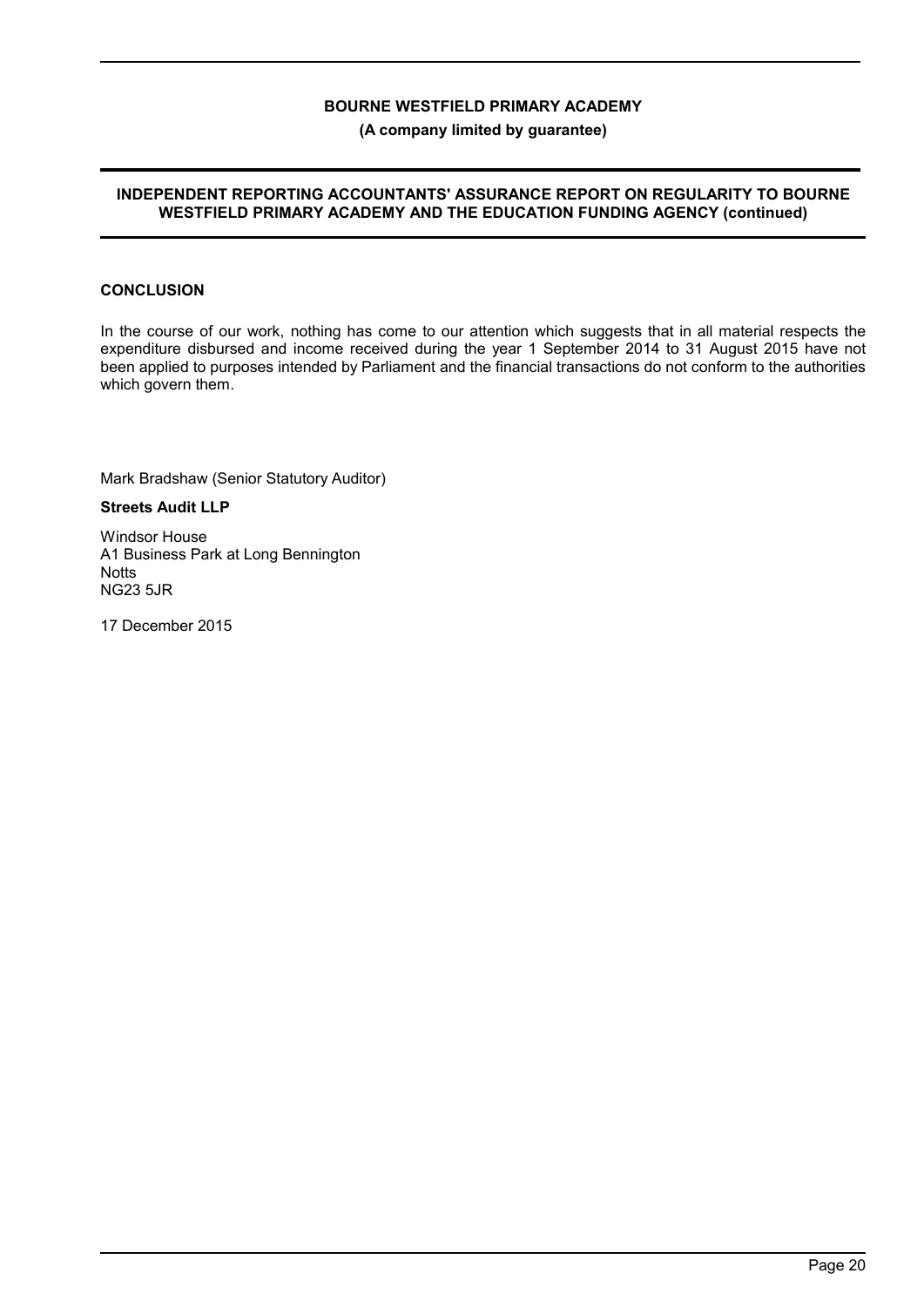**BOURNE WESTFIELD PRIMARY ACADEMY**

**(A company limited by guarantee)**

**INDEPENDENT REPORTING ACCOUNTANTS' ASSURANCE REPORT ON REGULARITY TO BOURNE WESTFIELD PRIMARY ACADEMY AND THE EDUCATION FUNDING AGENCY (continued)**

**CONCLUSION**

In the course of our work, nothing has come to our attention which suggests that in all material respects the expenditure disbursed and income received during the year 1 September 2014 to 31 August 2015 have not been applied to purposes intended by Parliament and the financial transactions do not conform to the authorities which govern them.

Mark Bradshaw (Senior Statutory Auditor)

**Streets Audit LLP**

Windsor House
A1 Business Park at Long Bennington
Notts
NG23 5JR

17 December 2015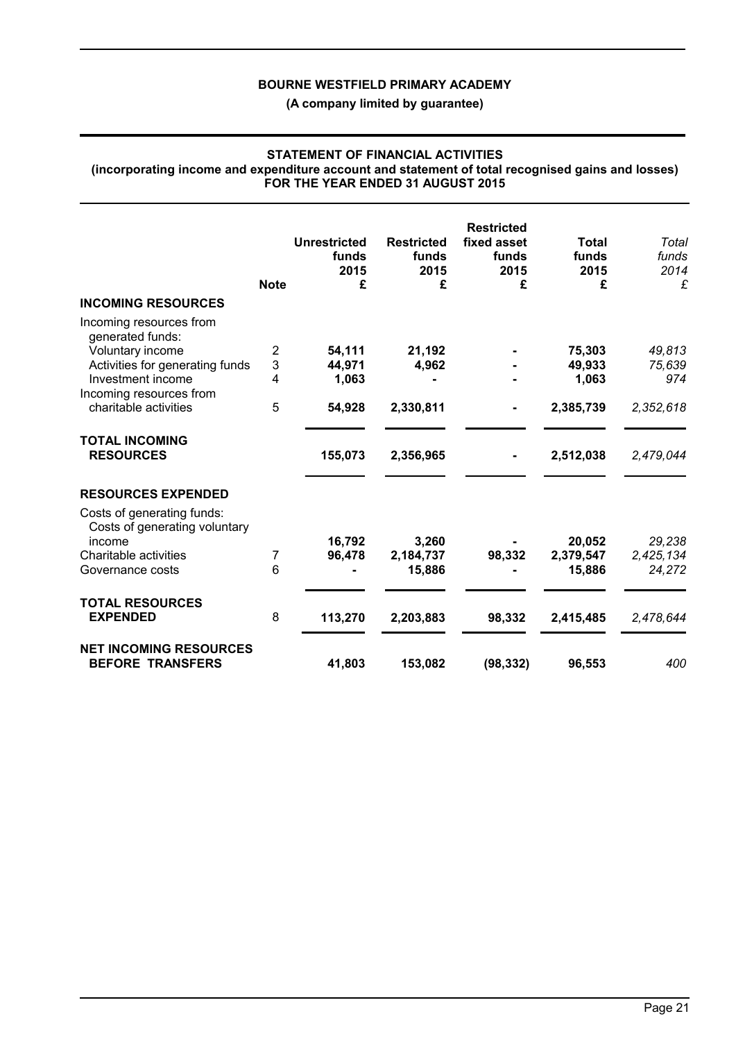**BOURNE WESTFIELD PRIMARY ACADEMY**

**(A company limited by guarantee)**

## STATEMENT OF FINANCIAL ACTIVITIES
**(incorporating income and expenditure account and statement of total recognised gains and losses)**
**FOR THE YEAR ENDED 31 AUGUST 2015**

| | Note | Unrestricted funds 2015 £ | Restricted funds 2015 £ | Restricted fixed asset funds 2015 £ | Total funds 2015 £ | *Total funds 2014 £* |
|---|---|---|---|---|---|---|
| **INCOMING RESOURCES** | | | | | | |
| Incoming resources from generated funds: | | | | | | |
| Voluntary income | 2 | **54,111** | **21,192** | **-** | **75,303** | *49,813* |
| Activities for generating funds | 3 | **44,971** | **4,962** | **-** | **49,933** | *75,639* |
| Investment income | 4 | **1,063** | **-** | **-** | **1,063** | *974* |
| Incoming resources from charitable activities | 5 | **54,928** | **2,330,811** | **-** | **2,385,739** | *2,352,618* |
| **TOTAL INCOMING RESOURCES** | | **155,073** | **2,356,965** | **-** | **2,512,038** | *2,479,044* |
| **RESOURCES EXPENDED** | | | | | | |
| Costs of generating funds: Costs of generating voluntary income | | **16,792** | **3,260** | **-** | **20,052** | *29,238* |
| Charitable activities | 7 | **96,478** | **2,184,737** | **98,332** | **2,379,547** | *2,425,134* |
| Governance costs | 6 | **-** | **15,886** | **-** | **15,886** | *24,272* |
| **TOTAL RESOURCES EXPENDED** | 8 | **113,270** | **2,203,883** | **98,332** | **2,415,485** | *2,478,644* |
| **NET INCOMING RESOURCES BEFORE TRANSFERS** | | **41,803** | **153,082** | **(98,332)** | **96,553** | *400* |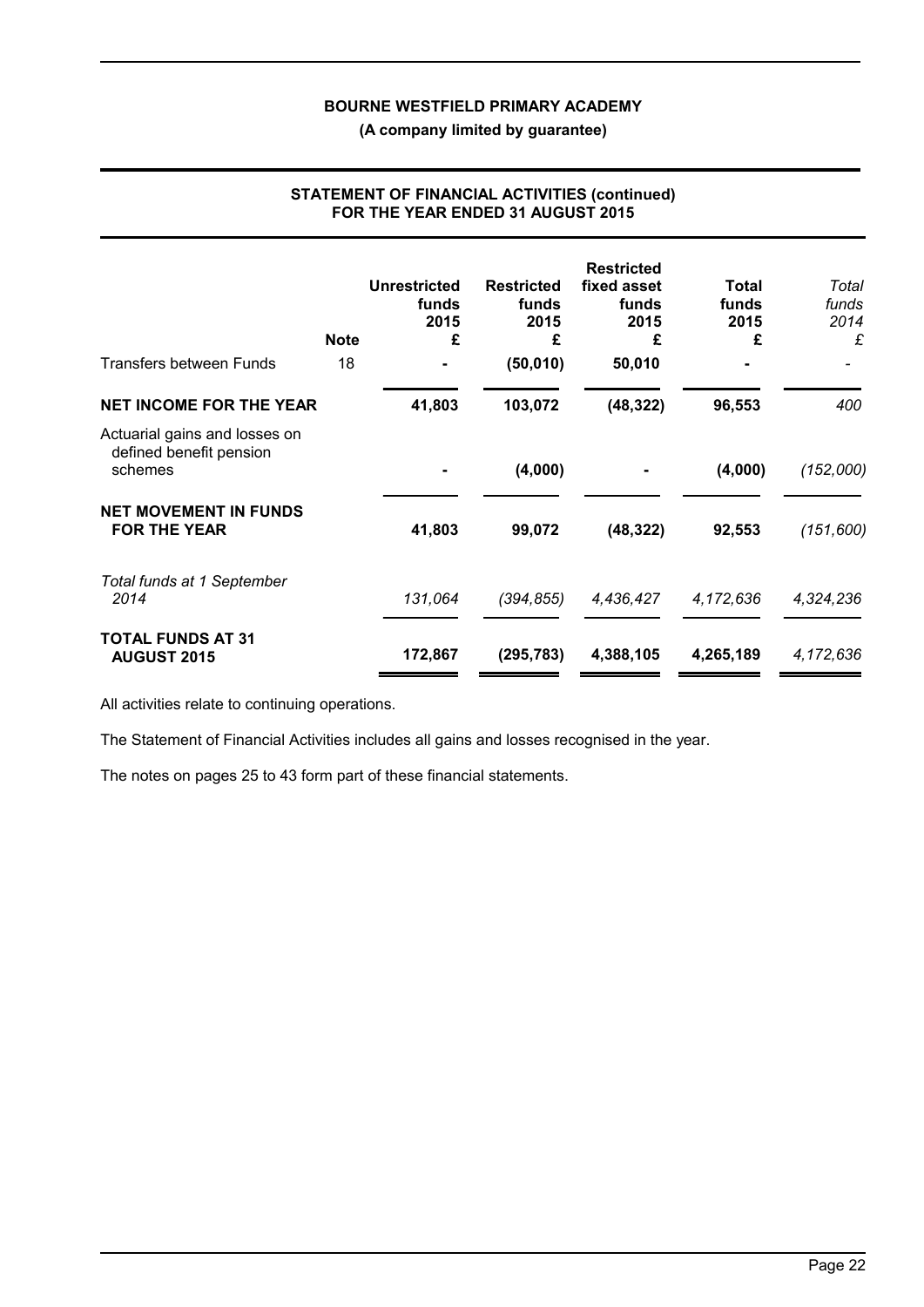# BOURNE WESTFIELD PRIMARY ACADEMY

**(A company limited by guarantee)**

## STATEMENT OF FINANCIAL ACTIVITIES (continued) FOR THE YEAR ENDED 31 AUGUST 2015

| | Note | Unrestricted funds 2015 £ | Restricted funds 2015 £ | Restricted fixed asset funds 2015 £ | Total funds 2015 £ | *Total funds 2014 £* |
|---|---|---|---|---|---|---|
| Transfers between Funds | 18 | - | (50,010) | 50,010 | - | - |
| **NET INCOME FOR THE YEAR** | | **41,803** | **103,072** | **(48,322)** | **96,553** | *400* |
| Actuarial gains and losses on defined benefit pension schemes | | - | (4,000) | - | (4,000) | *(152,000)* |
| **NET MOVEMENT IN FUNDS FOR THE YEAR** | | **41,803** | **99,072** | **(48,322)** | **92,553** | *(151,600)* |
| *Total funds at 1 September 2014* | | *131,064* | *(394,855)* | *4,436,427* | *4,172,636* | *4,324,236* |
| **TOTAL FUNDS AT 31 AUGUST 2015** | | **172,867** | **(295,783)** | **4,388,105** | **4,265,189** | *4,172,636* |

All activities relate to continuing operations.

The Statement of Financial Activities includes all gains and losses recognised in the year.

The notes on pages 25 to 43 form part of these financial statements.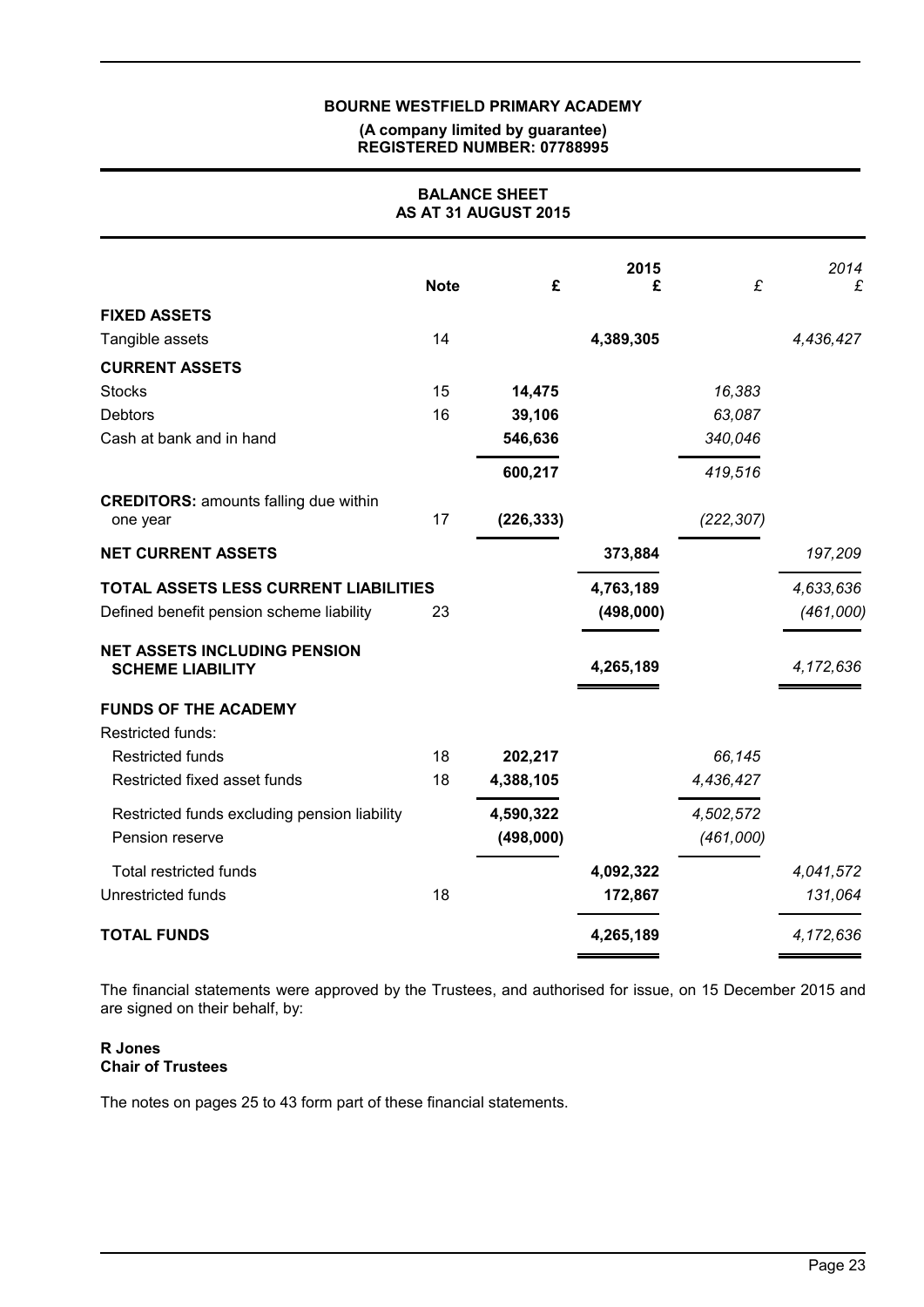**BOURNE WESTFIELD PRIMARY ACADEMY**

**(A company limited by guarantee)**
**REGISTERED NUMBER: 07788995**

# BALANCE SHEET
## AS AT 31 AUGUST 2015

| | Note | £ | 2015 £ | £ | 2014 £ |
|---|---|---|---|---|---|
| **FIXED ASSETS** | | | | | |
| Tangible assets | 14 | | **4,389,305** | | *4,436,427* |
| **CURRENT ASSETS** | | | | | |
| Stocks | 15 | **14,475** | | *16,383* | |
| Debtors | 16 | **39,106** | | *63,087* | |
| Cash at bank and in hand | | **546,636** | | *340,046* | |
| | | **600,217** | | *419,516* | |
| **CREDITORS:** amounts falling due within one year | 17 | **(226,333)** | | *(222,307)* | |
| **NET CURRENT ASSETS** | | | **373,884** | | *197,209* |
| **TOTAL ASSETS LESS CURRENT LIABILITIES** | | | **4,763,189** | | *4,633,636* |
| Defined benefit pension scheme liability | 23 | | **(498,000)** | | *(461,000)* |
| **NET ASSETS INCLUDING PENSION SCHEME LIABILITY** | | | **4,265,189** | | *4,172,636* |
| **FUNDS OF THE ACADEMY** | | | | | |
| Restricted funds: | | | | | |
| Restricted funds | 18 | **202,217** | | *66,145* | |
| Restricted fixed asset funds | 18 | **4,388,105** | | *4,436,427* | |
| Restricted funds excluding pension liability | | **4,590,322** | | *4,502,572* | |
| Pension reserve | | **(498,000)** | | *(461,000)* | |
| Total restricted funds | | | **4,092,322** | | *4,041,572* |
| Unrestricted funds | 18 | | **172,867** | | *131,064* |
| **TOTAL FUNDS** | | | **4,265,189** | | *4,172,636* |

The financial statements were approved by the Trustees, and authorised for issue, on 15 December 2015 and are signed on their behalf, by:

**R Jones**
**Chair of Trustees**

The notes on pages 25 to 43 form part of these financial statements.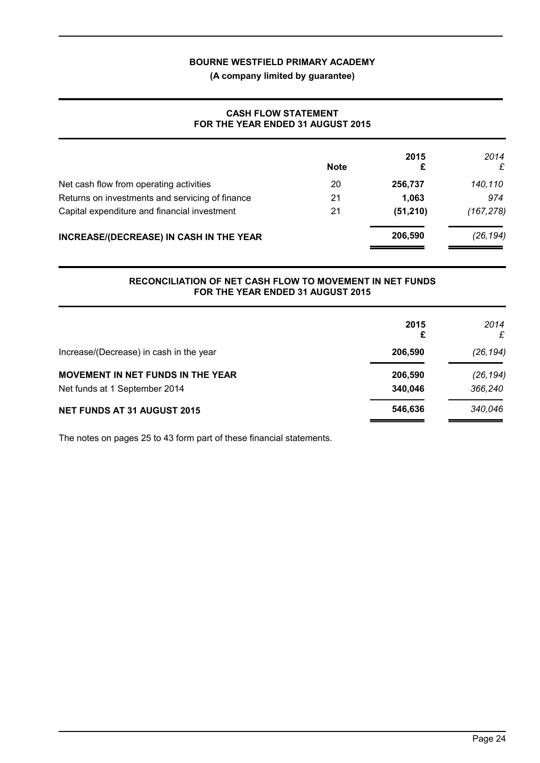**BOURNE WESTFIELD PRIMARY ACADEMY**

**(A company limited by guarantee)**

## CASH FLOW STATEMENT
## FOR THE YEAR ENDED 31 AUGUST 2015

| | Note | 2015 £ | *2014 £* |
|---|---|---|---|
| Net cash flow from operating activities | 20 | **256,737** | *140,110* |
| Returns on investments and servicing of finance | 21 | **1,063** | *974* |
| Capital expenditure and financial investment | 21 | **(51,210)** | *(167,278)* |
| **INCREASE/(DECREASE) IN CASH IN THE YEAR** | | **206,590** | *(26,194)* |

## RECONCILIATION OF NET CASH FLOW TO MOVEMENT IN NET FUNDS
## FOR THE YEAR ENDED 31 AUGUST 2015

| | 2015 £ | *2014 £* |
|---|---|---|
| Increase/(Decrease) in cash in the year | **206,590** | *(26,194)* |
| **MOVEMENT IN NET FUNDS IN THE YEAR** | **206,590** | *(26,194)* |
| Net funds at 1 September 2014 | **340,046** | *366,240* |
| **NET FUNDS AT 31 AUGUST 2015** | **546,636** | *340,046* |

The notes on pages 25 to 43 form part of these financial statements.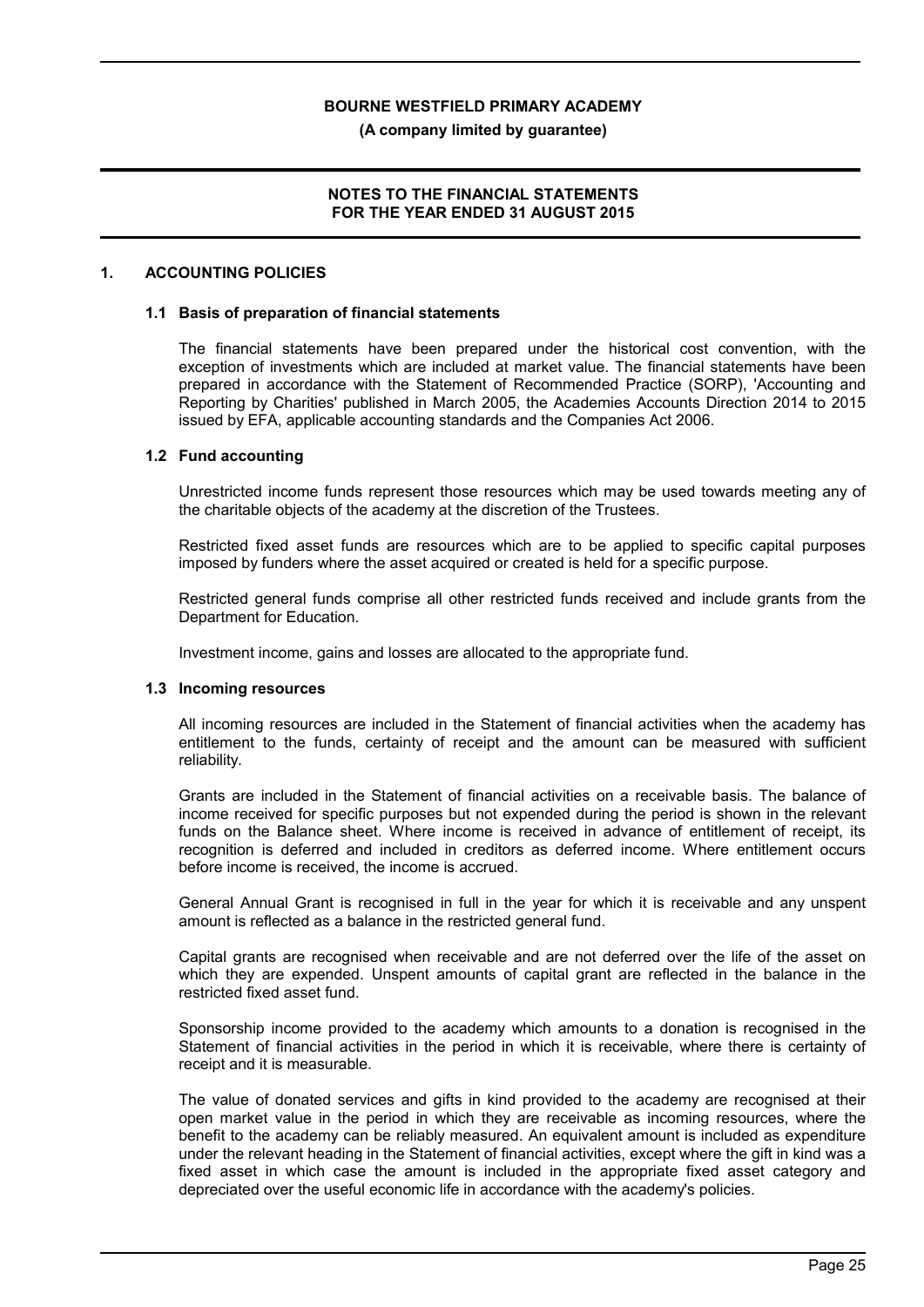**BOURNE WESTFIELD PRIMARY ACADEMY**

**(A company limited by guarantee)**

**NOTES TO THE FINANCIAL STATEMENTS FOR THE YEAR ENDED 31 AUGUST 2015**

## 1. ACCOUNTING POLICIES

### 1.1 Basis of preparation of financial statements

The financial statements have been prepared under the historical cost convention, with the exception of investments which are included at market value. The financial statements have been prepared in accordance with the Statement of Recommended Practice (SORP), 'Accounting and Reporting by Charities' published in March 2005, the Academies Accounts Direction 2014 to 2015 issued by EFA, applicable accounting standards and the Companies Act 2006.

### 1.2 Fund accounting

Unrestricted income funds represent those resources which may be used towards meeting any of the charitable objects of the academy at the discretion of the Trustees.

Restricted fixed asset funds are resources which are to be applied to specific capital purposes imposed by funders where the asset acquired or created is held for a specific purpose.

Restricted general funds comprise all other restricted funds received and include grants from the Department for Education.

Investment income, gains and losses are allocated to the appropriate fund.

### 1.3 Incoming resources

All incoming resources are included in the Statement of financial activities when the academy has entitlement to the funds, certainty of receipt and the amount can be measured with sufficient reliability.

Grants are included in the Statement of financial activities on a receivable basis. The balance of income received for specific purposes but not expended during the period is shown in the relevant funds on the Balance sheet. Where income is received in advance of entitlement of receipt, its recognition is deferred and included in creditors as deferred income. Where entitlement occurs before income is received, the income is accrued.

General Annual Grant is recognised in full in the year for which it is receivable and any unspent amount is reflected as a balance in the restricted general fund.

Capital grants are recognised when receivable and are not deferred over the life of the asset on which they are expended. Unspent amounts of capital grant are reflected in the balance in the restricted fixed asset fund.

Sponsorship income provided to the academy which amounts to a donation is recognised in the Statement of financial activities in the period in which it is receivable, where there is certainty of receipt and it is measurable.

The value of donated services and gifts in kind provided to the academy are recognised at their open market value in the period in which they are receivable as incoming resources, where the benefit to the academy can be reliably measured. An equivalent amount is included as expenditure under the relevant heading in the Statement of financial activities, except where the gift in kind was a fixed asset in which case the amount is included in the appropriate fixed asset category and depreciated over the useful economic life in accordance with the academy's policies.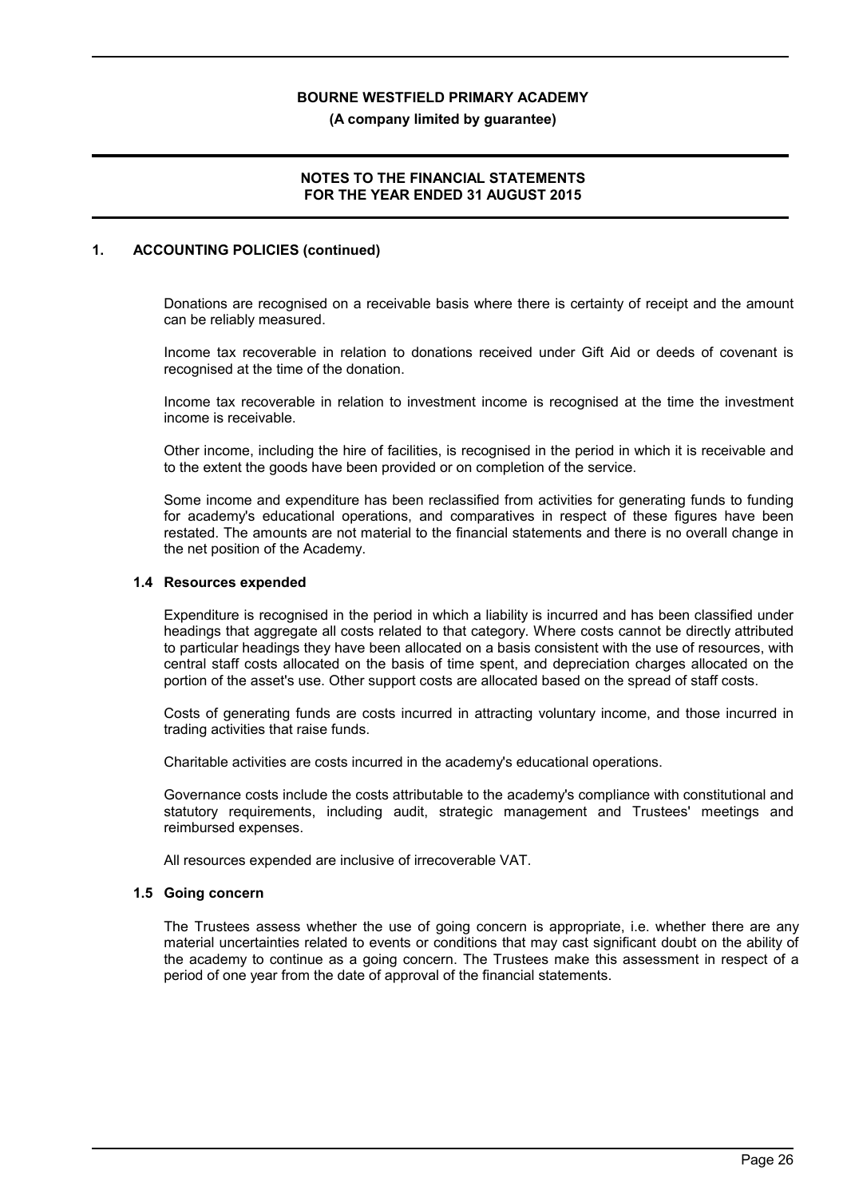## 1. ACCOUNTING POLICIES (continued)

Donations are recognised on a receivable basis where there is certainty of receipt and the amount can be reliably measured.

Income tax recoverable in relation to donations received under Gift Aid or deeds of covenant is recognised at the time of the donation.

Income tax recoverable in relation to investment income is recognised at the time the investment income is receivable.

Other income, including the hire of facilities, is recognised in the period in which it is receivable and to the extent the goods have been provided or on completion of the service.

Some income and expenditure has been reclassified from activities for generating funds to funding for academy's educational operations, and comparatives in respect of these figures have been restated. The amounts are not material to the financial statements and there is no overall change in the net position of the Academy.

### 1.4 Resources expended

Expenditure is recognised in the period in which a liability is incurred and has been classified under headings that aggregate all costs related to that category. Where costs cannot be directly attributed to particular headings they have been allocated on a basis consistent with the use of resources, with central staff costs allocated on the basis of time spent, and depreciation charges allocated on the portion of the asset's use. Other support costs are allocated based on the spread of staff costs.

Costs of generating funds are costs incurred in attracting voluntary income, and those incurred in trading activities that raise funds.

Charitable activities are costs incurred in the academy's educational operations.

Governance costs include the costs attributable to the academy's compliance with constitutional and statutory requirements, including audit, strategic management and Trustees' meetings and reimbursed expenses.

All resources expended are inclusive of irrecoverable VAT.

### 1.5 Going concern

The Trustees assess whether the use of going concern is appropriate, i.e. whether there are any material uncertainties related to events or conditions that may cast significant doubt on the ability of the academy to continue as a going concern. The Trustees make this assessment in respect of a period of one year from the date of approval of the financial statements.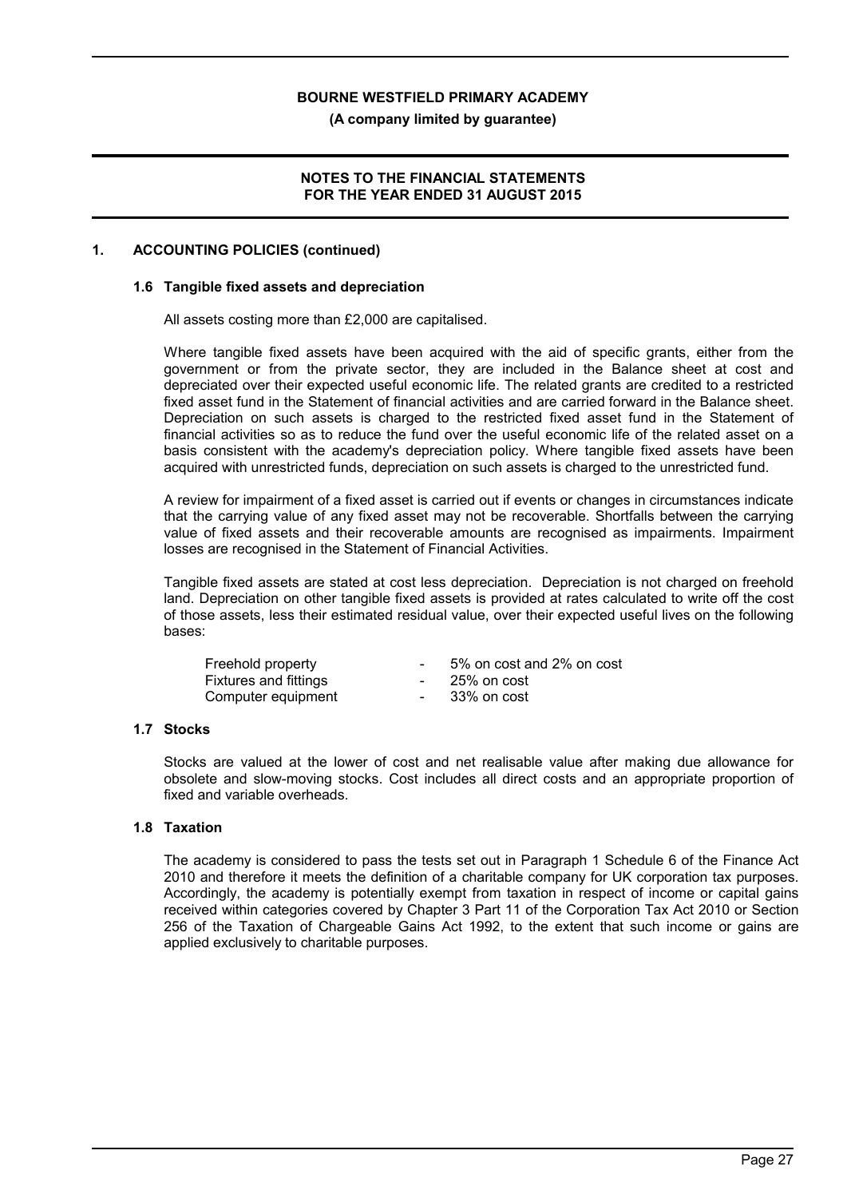## 1. ACCOUNTING POLICIES (continued)

### 1.6 Tangible fixed assets and depreciation

All assets costing more than £2,000 are capitalised.

Where tangible fixed assets have been acquired with the aid of specific grants, either from the government or from the private sector, they are included in the Balance sheet at cost and depreciated over their expected useful economic life. The related grants are credited to a restricted fixed asset fund in the Statement of financial activities and are carried forward in the Balance sheet. Depreciation on such assets is charged to the restricted fixed asset fund in the Statement of financial activities so as to reduce the fund over the useful economic life of the related asset on a basis consistent with the academy's depreciation policy. Where tangible fixed assets have been acquired with unrestricted funds, depreciation on such assets is charged to the unrestricted fund.

A review for impairment of a fixed asset is carried out if events or changes in circumstances indicate that the carrying value of any fixed asset may not be recoverable. Shortfalls between the carrying value of fixed assets and their recoverable amounts are recognised as impairments. Impairment losses are recognised in the Statement of Financial Activities.

Tangible fixed assets are stated at cost less depreciation. Depreciation is not charged on freehold land. Depreciation on other tangible fixed assets is provided at rates calculated to write off the cost of those assets, less their estimated residual value, over their expected useful lives on the following bases:

| | | |
|---|---|---|
| Freehold property | - | 5% on cost and 2% on cost |
| Fixtures and fittings | - | 25% on cost |
| Computer equipment | - | 33% on cost |

### 1.7 Stocks

Stocks are valued at the lower of cost and net realisable value after making due allowance for obsolete and slow-moving stocks. Cost includes all direct costs and an appropriate proportion of fixed and variable overheads.

### 1.8 Taxation

The academy is considered to pass the tests set out in Paragraph 1 Schedule 6 of the Finance Act 2010 and therefore it meets the definition of a charitable company for UK corporation tax purposes. Accordingly, the academy is potentially exempt from taxation in respect of income or capital gains received within categories covered by Chapter 3 Part 11 of the Corporation Tax Act 2010 or Section 256 of the Taxation of Chargeable Gains Act 1992, to the extent that such income or gains are applied exclusively to charitable purposes.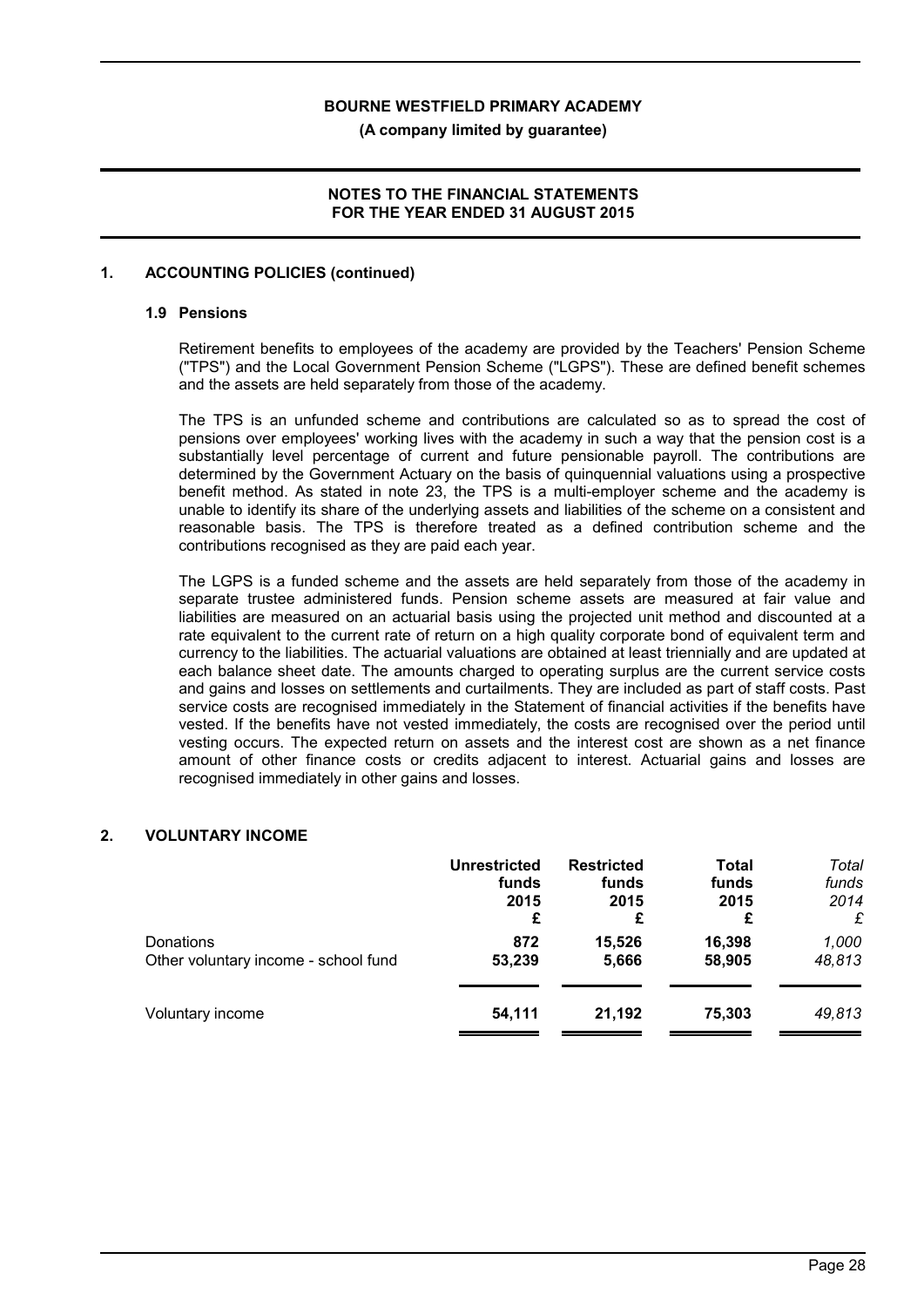# BOURNE WESTFIELD PRIMARY ACADEMY

**(A company limited by guarantee)**

**NOTES TO THE FINANCIAL STATEMENTS FOR THE YEAR ENDED 31 AUGUST 2015**

## 1. ACCOUNTING POLICIES (continued)

### 1.9 Pensions

Retirement benefits to employees of the academy are provided by the Teachers' Pension Scheme ("TPS") and the Local Government Pension Scheme ("LGPS"). These are defined benefit schemes and the assets are held separately from those of the academy.

The TPS is an unfunded scheme and contributions are calculated so as to spread the cost of pensions over employees' working lives with the academy in such a way that the pension cost is a substantially level percentage of current and future pensionable payroll. The contributions are determined by the Government Actuary on the basis of quinquennial valuations using a prospective benefit method. As stated in note 23, the TPS is a multi-employer scheme and the academy is unable to identify its share of the underlying assets and liabilities of the scheme on a consistent and reasonable basis. The TPS is therefore treated as a defined contribution scheme and the contributions recognised as they are paid each year.

The LGPS is a funded scheme and the assets are held separately from those of the academy in separate trustee administered funds. Pension scheme assets are measured at fair value and liabilities are measured on an actuarial basis using the projected unit method and discounted at a rate equivalent to the current rate of return on a high quality corporate bond of equivalent term and currency to the liabilities. The actuarial valuations are obtained at least triennially and are updated at each balance sheet date. The amounts charged to operating surplus are the current service costs and gains and losses on settlements and curtailments. They are included as part of staff costs. Past service costs are recognised immediately in the Statement of financial activities if the benefits have vested. If the benefits have not vested immediately, the costs are recognised over the period until vesting occurs. The expected return on assets and the interest cost are shown as a net finance amount of other finance costs or credits adjacent to interest. Actuarial gains and losses are recognised immediately in other gains and losses.

## 2. VOLUNTARY INCOME

| | **Unrestricted funds 2015 £** | **Restricted funds 2015 £** | **Total funds 2015 £** | *Total funds 2014 £* |
|---|---|---|---|---|
| Donations | **872** | **15,526** | **16,398** | *1,000* |
| Other voluntary income - school fund | **53,239** | **5,666** | **58,905** | *48,813* |
| Voluntary income | **54,111** | **21,192** | **75,303** | *49,813* |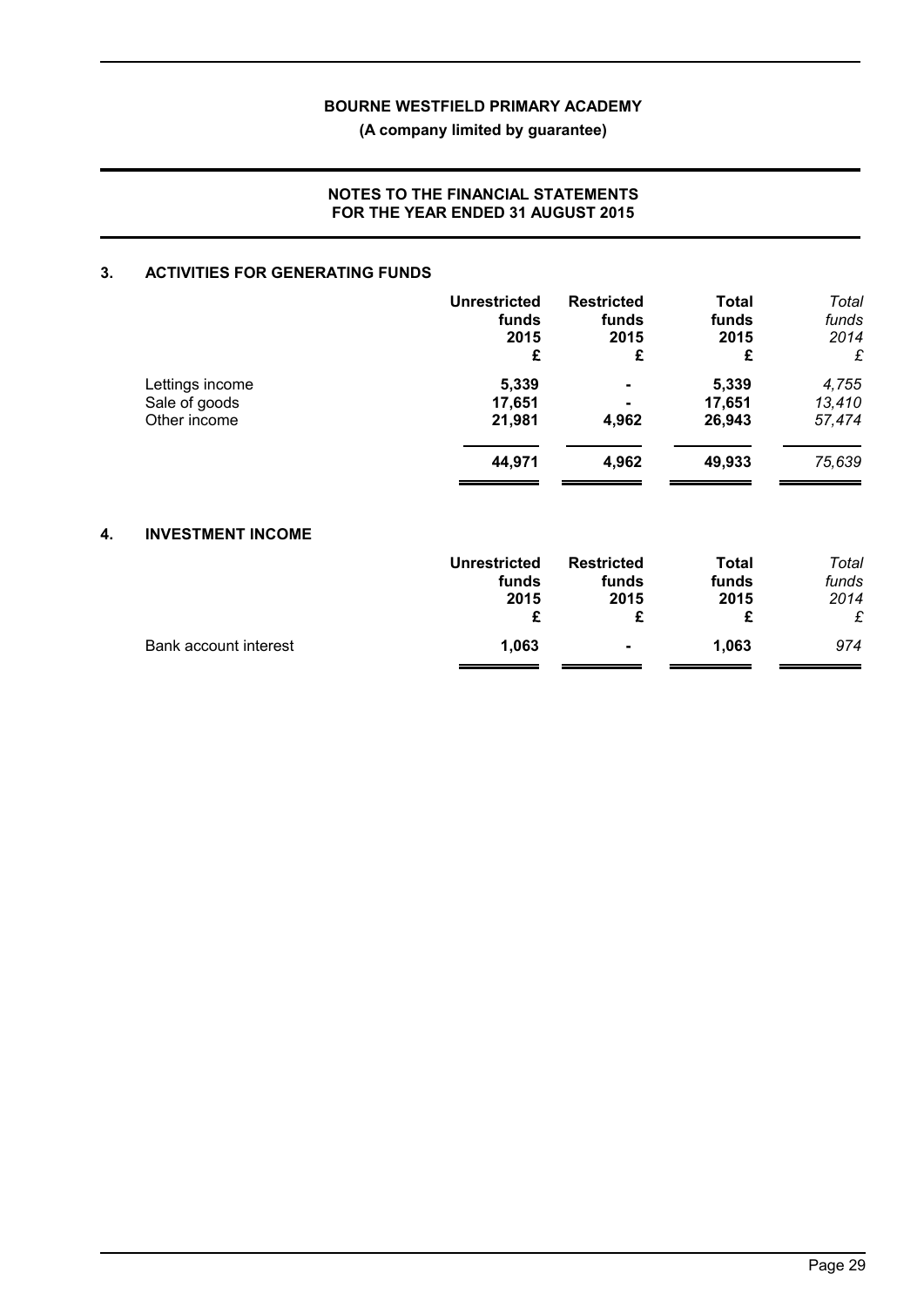**BOURNE WESTFIELD PRIMARY ACADEMY**

**(A company limited by guarantee)**

**NOTES TO THE FINANCIAL STATEMENTS FOR THE YEAR ENDED 31 AUGUST 2015**

## 3. ACTIVITIES FOR GENERATING FUNDS

| | Unrestricted funds 2015 £ | Restricted funds 2015 £ | Total funds 2015 £ | *Total funds 2014 £* |
|---|---|---|---|---|
| Lettings income | 5,339 | - | 5,339 | *4,755* |
| Sale of goods | 17,651 | - | 17,651 | *13,410* |
| Other income | 21,981 | 4,962 | 26,943 | *57,474* |
| | **44,971** | **4,962** | **49,933** | *75,639* |

## 4. INVESTMENT INCOME

| | Unrestricted funds 2015 £ | Restricted funds 2015 £ | Total funds 2015 £ | *Total funds 2014 £* |
|---|---|---|---|---|
| Bank account interest | 1,063 | - | 1,063 | *974* |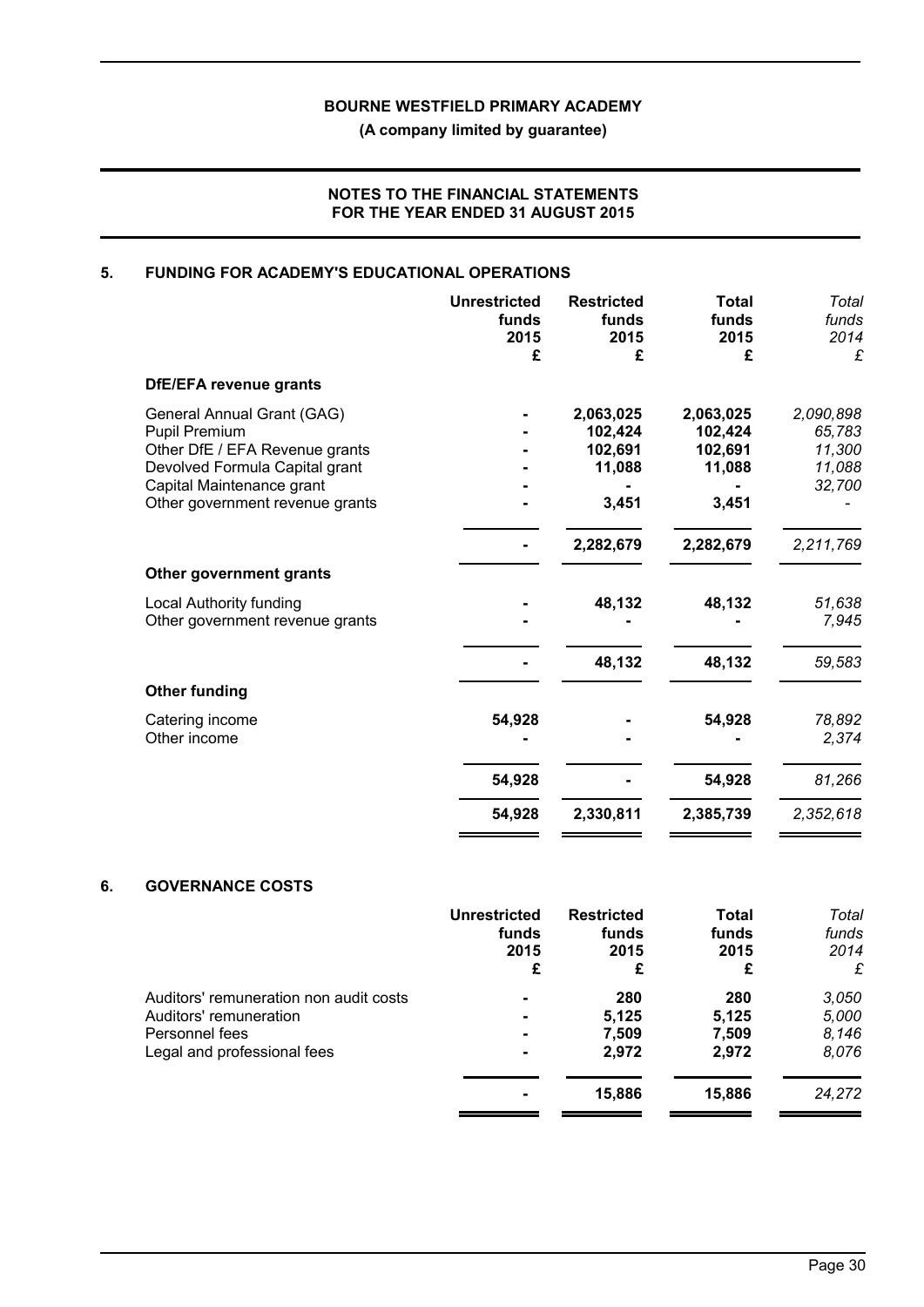**BOURNE WESTFIELD PRIMARY ACADEMY**

**(A company limited by guarantee)**

**NOTES TO THE FINANCIAL STATEMENTS FOR THE YEAR ENDED 31 AUGUST 2015**

## 5. FUNDING FOR ACADEMY'S EDUCATIONAL OPERATIONS

| | Unrestricted funds 2015 £ | Restricted funds 2015 £ | Total funds 2015 £ | *Total funds 2014 £* |
|---|---|---|---|---|
| **DfE/EFA revenue grants** | | | | |
| General Annual Grant (GAG) | - | 2,063,025 | 2,063,025 | *2,090,898* |
| Pupil Premium | - | 102,424 | 102,424 | *65,783* |
| Other DfE / EFA Revenue grants | - | 102,691 | 102,691 | *11,300* |
| Devolved Formula Capital grant | - | 11,088 | 11,088 | *11,088* |
| Capital Maintenance grant | - | - | - | *32,700* |
| Other government revenue grants | - | 3,451 | 3,451 | *-* |
| | - | 2,282,679 | 2,282,679 | *2,211,769* |
| **Other government grants** | | | | |
| Local Authority funding | - | 48,132 | 48,132 | *51,638* |
| Other government revenue grants | - | - | - | *7,945* |
| | - | 48,132 | 48,132 | *59,583* |
| **Other funding** | | | | |
| Catering income | 54,928 | - | 54,928 | *78,892* |
| Other income | - | - | - | *2,374* |
| | 54,928 | - | 54,928 | *81,266* |
| | 54,928 | 2,330,811 | 2,385,739 | *2,352,618* |

## 6. GOVERNANCE COSTS

| | Unrestricted funds 2015 £ | Restricted funds 2015 £ | Total funds 2015 £ | *Total funds 2014 £* |
|---|---|---|---|---|
| Auditors' remuneration non audit costs | - | 280 | 280 | *3,050* |
| Auditors' remuneration | - | 5,125 | 5,125 | *5,000* |
| Personnel fees | - | 7,509 | 7,509 | *8,146* |
| Legal and professional fees | - | 2,972 | 2,972 | *8,076* |
| | - | 15,886 | 15,886 | *24,272* |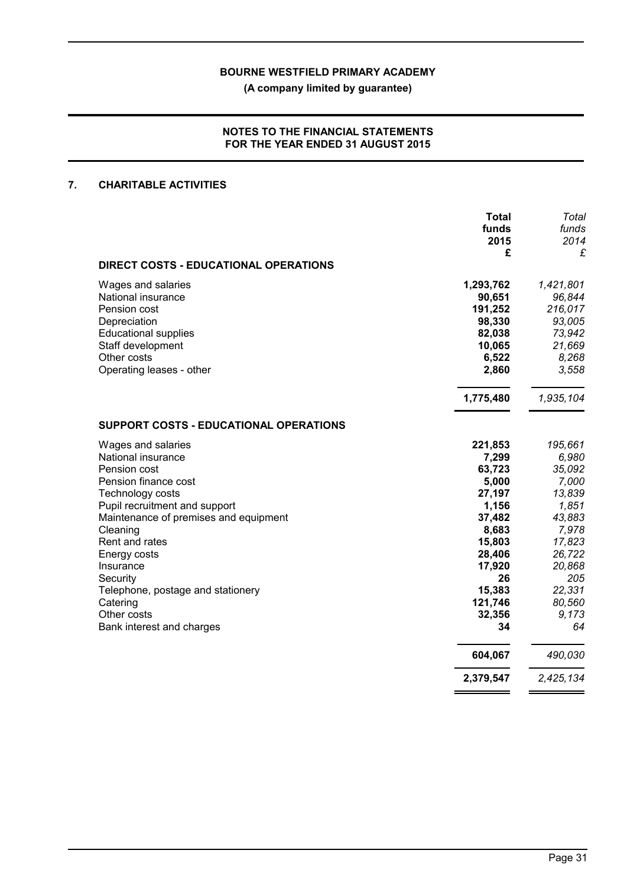**BOURNE WESTFIELD PRIMARY ACADEMY**

**(A company limited by guarantee)**

**NOTES TO THE FINANCIAL STATEMENTS FOR THE YEAR ENDED 31 AUGUST 2015**

## 7. CHARITABLE ACTIVITIES

| | **Total funds 2015 £** | *Total funds 2014 £* |
|---|---|---|
| **DIRECT COSTS - EDUCATIONAL OPERATIONS** | | |
| Wages and salaries | **1,293,762** | *1,421,801* |
| National insurance | **90,651** | *96,844* |
| Pension cost | **191,252** | *216,017* |
| Depreciation | **98,330** | *93,005* |
| Educational supplies | **82,038** | *73,942* |
| Staff development | **10,065** | *21,669* |
| Other costs | **6,522** | *8,268* |
| Operating leases - other | **2,860** | *3,558* |
| | **1,775,480** | *1,935,104* |
| **SUPPORT COSTS - EDUCATIONAL OPERATIONS** | | |
| Wages and salaries | **221,853** | *195,661* |
| National insurance | **7,299** | *6,980* |
| Pension cost | **63,723** | *35,092* |
| Pension finance cost | **5,000** | *7,000* |
| Technology costs | **27,197** | *13,839* |
| Pupil recruitment and support | **1,156** | *1,851* |
| Maintenance of premises and equipment | **37,482** | *43,883* |
| Cleaning | **8,683** | *7,978* |
| Rent and rates | **15,803** | *17,823* |
| Energy costs | **28,406** | *26,722* |
| Insurance | **17,920** | *20,868* |
| Security | **26** | *205* |
| Telephone, postage and stationery | **15,383** | *22,331* |
| Catering | **121,746** | *80,560* |
| Other costs | **32,356** | *9,173* |
| Bank interest and charges | **34** | *64* |
| | **604,067** | *490,030* |
| | **2,379,547** | *2,425,134* |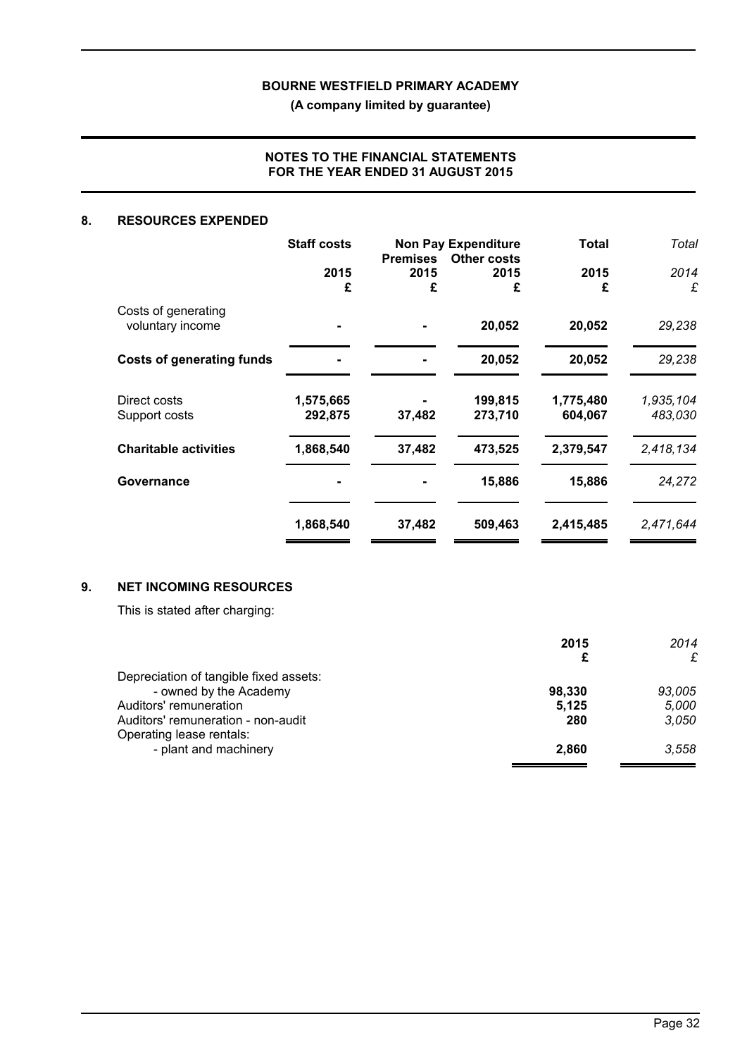**BOURNE WESTFIELD PRIMARY ACADEMY**

**(A company limited by guarantee)**

**NOTES TO THE FINANCIAL STATEMENTS FOR THE YEAR ENDED 31 AUGUST 2015**

## 8. RESOURCES EXPENDED

| | **Staff costs** | **Non Pay Expenditure** | | **Total** | *Total* |
|---|---|---|---|---|---|
| | | **Premises** | **Other costs** | | |
| | **2015** | **2015** | **2015** | **2015** | *2014* |
| | **£** | **£** | **£** | **£** | *£* |
| Costs of generating voluntary income | **-** | **-** | **20,052** | **20,052** | *29,238* |
| **Costs of generating funds** | **-** | **-** | **20,052** | **20,052** | *29,238* |
| Direct costs | **1,575,665** | **-** | **199,815** | **1,775,480** | *1,935,104* |
| Support costs | **292,875** | **37,482** | **273,710** | **604,067** | *483,030* |
| **Charitable activities** | **1,868,540** | **37,482** | **473,525** | **2,379,547** | *2,418,134* |
| **Governance** | **-** | **-** | **15,886** | **15,886** | *24,272* |
| | **1,868,540** | **37,482** | **509,463** | **2,415,485** | *2,471,644* |

## 9. NET INCOMING RESOURCES

This is stated after charging:

| | **2015** | *2014* |
|---|---|---|
| | **£** | *£* |
| Depreciation of tangible fixed assets: | | |
| - owned by the Academy | **98,330** | *93,005* |
| Auditors' remuneration | **5,125** | *5,000* |
| Auditors' remuneration - non-audit | **280** | *3,050* |
| Operating lease rentals: | | |
| - plant and machinery | **2,860** | *3,558* |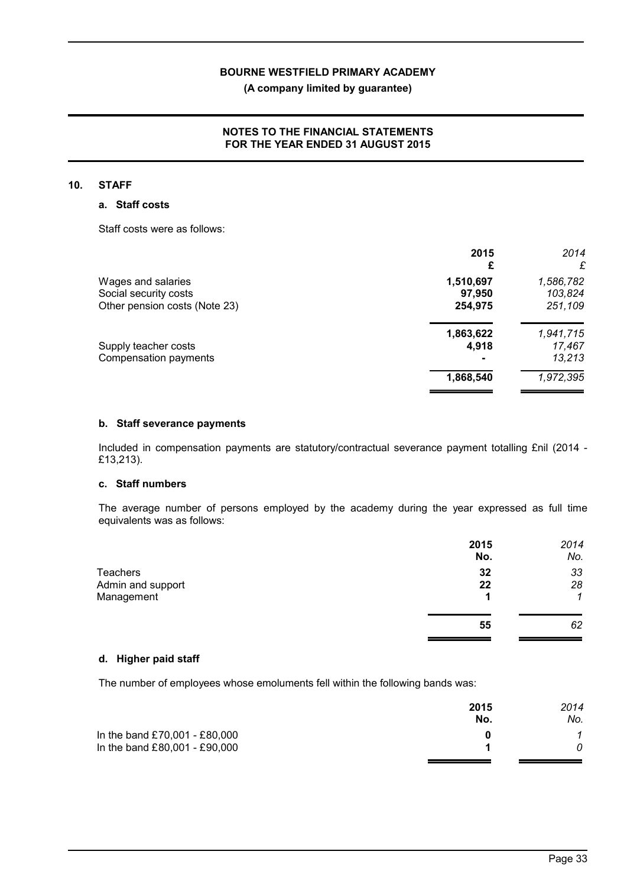# BOURNE WESTFIELD PRIMARY ACADEMY

**(A company limited by guarantee)**

**NOTES TO THE FINANCIAL STATEMENTS FOR THE YEAR ENDED 31 AUGUST 2015**

## 10. STAFF

### a. Staff costs

Staff costs were as follows:

| | **2015** | *2014* |
|---|---|---|
| | **£** | *£* |
| Wages and salaries | **1,510,697** | *1,586,782* |
| Social security costs | **97,950** | *103,824* |
| Other pension costs (Note 23) | **254,975** | *251,109* |
| | **1,863,622** | *1,941,715* |
| Supply teacher costs | **4,918** | *17,467* |
| Compensation payments | **-** | *13,213* |
| | **1,868,540** | *1,972,395* |

### b. Staff severance payments

Included in compensation payments are statutory/contractual severance payment totalling £nil (2014 - £13,213).

### c. Staff numbers

The average number of persons employed by the academy during the year expressed as full time equivalents was as follows:

| | **2015** | *2014* |
|---|---|---|
| | **No.** | *No.* |
| Teachers | **32** | *33* |
| Admin and support | **22** | *28* |
| Management | **1** | *1* |
| | **55** | *62* |

### d. Higher paid staff

The number of employees whose emoluments fell within the following bands was:

| | **2015** | *2014* |
|---|---|---|
| | **No.** | *No.* |
| In the band £70,001 - £80,000 | **0** | *1* |
| In the band £80,001 - £90,000 | **1** | *0* |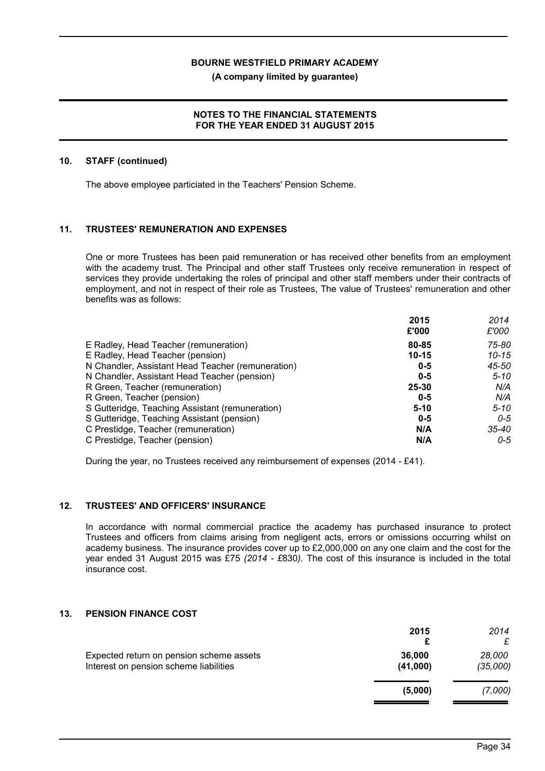## 10. STAFF (continued)

The above employee particiated in the Teachers' Pension Scheme.

## 11. TRUSTEES' REMUNERATION AND EXPENSES

One or more Trustees has been paid remuneration or has received other benefits from an employment with the academy trust. The Principal and other staff Trustees only receive remuneration in respect of services they provide undertaking the roles of principal and other staff members under their contracts of employment, and not in respect of their role as Trustees, The value of Trustees' remuneration and other benefits was as follows:

| | 2015 £'000 | 2014 £'000 |
|---|---|---|
| E Radley, Head Teacher (remuneration) | 80-85 | 75-80 |
| E Radley, Head Teacher (pension) | 10-15 | 10-15 |
| N Chandler, Assistant Head Teacher (remuneration) | 0-5 | 45-50 |
| N Chandler, Assistant Head Teacher (pension) | 0-5 | 5-10 |
| R Green, Teacher (remuneration) | 25-30 | N/A |
| R Green, Teacher (pension) | 0-5 | N/A |
| S Gutteridge, Teaching Assistant (remuneration) | 5-10 | 5-10 |
| S Gutteridge, Teaching Assistant (pension) | 0-5 | 0-5 |
| C Prestidge, Teacher (remuneration) | N/A | 35-40 |
| C Prestidge, Teacher (pension) | N/A | 0-5 |

During the year, no Trustees received any reimbursement of expenses (2014 - £41).

## 12. TRUSTEES' AND OFFICERS' INSURANCE

In accordance with normal commercial practice the academy has purchased insurance to protect Trustees and officers from claims arising from negligent acts, errors or omissions occurring whilst on academy business. The insurance provides cover up to £2,000,000 on any one claim and the cost for the year ended 31 August 2015 was £75 *(2014 - £830)*. The cost of this insurance is included in the total insurance cost.

## 13. PENSION FINANCE COST

| | 2015 £ | 2014 £ |
|---|---|---|
| Expected return on pension scheme assets | 36,000 | 28,000 |
| Interest on pension scheme liabilities | (41,000) | (35,000) |
| | **(5,000)** | *(7,000)* |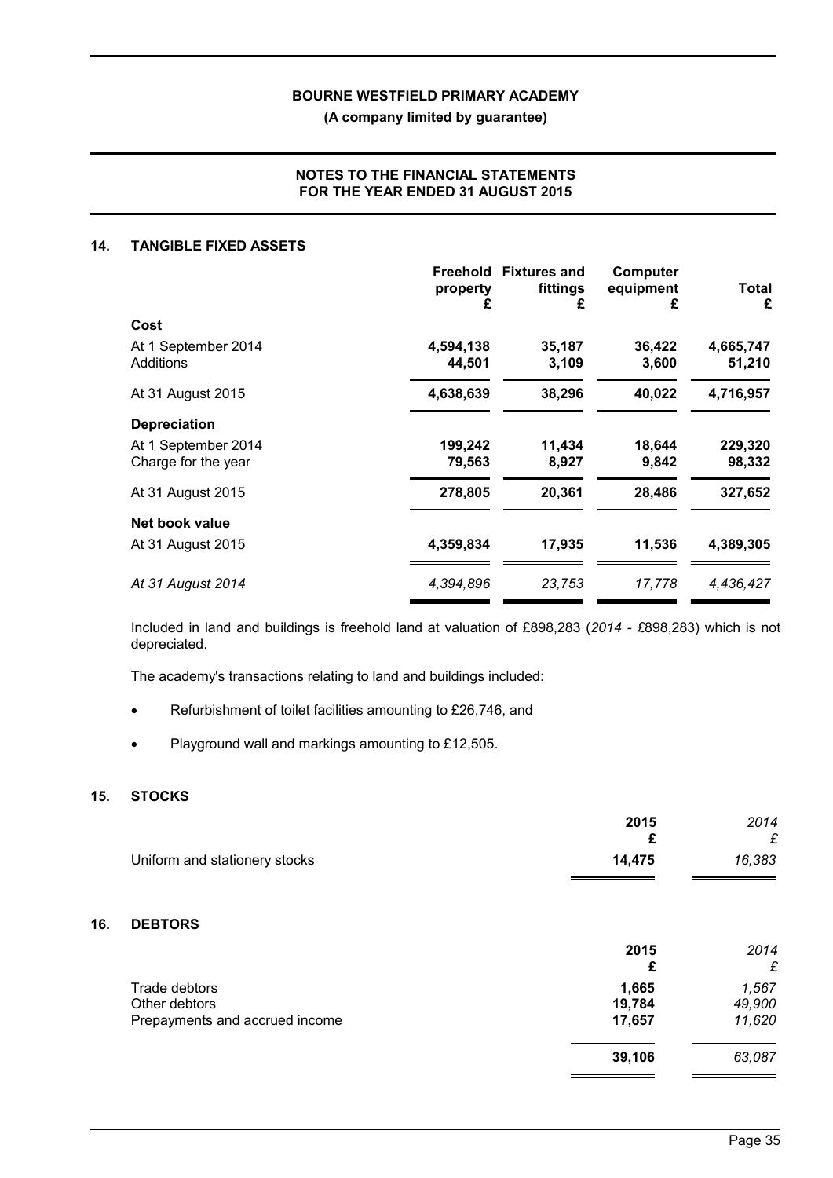**BOURNE WESTFIELD PRIMARY ACADEMY**

**(A company limited by guarantee)**

**NOTES TO THE FINANCIAL STATEMENTS FOR THE YEAR ENDED 31 AUGUST 2015**

## 14. TANGIBLE FIXED ASSETS

| | Freehold property £ | Fixtures and fittings £ | Computer equipment £ | Total £ |
|---|---|---|---|---|
| **Cost** | | | | |
| At 1 September 2014 | 4,594,138 | 35,187 | 36,422 | 4,665,747 |
| Additions | 44,501 | 3,109 | 3,600 | 51,210 |
| At 31 August 2015 | 4,638,639 | 38,296 | 40,022 | 4,716,957 |
| **Depreciation** | | | | |
| At 1 September 2014 | 199,242 | 11,434 | 18,644 | 229,320 |
| Charge for the year | 79,563 | 8,927 | 9,842 | 98,332 |
| At 31 August 2015 | 278,805 | 20,361 | 28,486 | 327,652 |
| **Net book value** | | | | |
| At 31 August 2015 | 4,359,834 | 17,935 | 11,536 | 4,389,305 |
| *At 31 August 2014* | *4,394,896* | *23,753* | *17,778* | *4,436,427* |

Included in land and buildings is freehold land at valuation of £898,283 (*2014* - £898,283) which is not depreciated.

The academy's transactions relating to land and buildings included:

- Refurbishment of toilet facilities amounting to £26,746, and
- Playground wall and markings amounting to £12,505.

## 15. STOCKS

| | 2015 £ | *2014 £* |
|---|---|---|
| Uniform and stationery stocks | 14,475 | *16,383* |

## 16. DEBTORS

| | 2015 £ | *2014 £* |
|---|---|---|
| Trade debtors | 1,665 | *1,567* |
| Other debtors | 19,784 | *49,900* |
| Prepayments and accrued income | 17,657 | *11,620* |
| | 39,106 | *63,087* |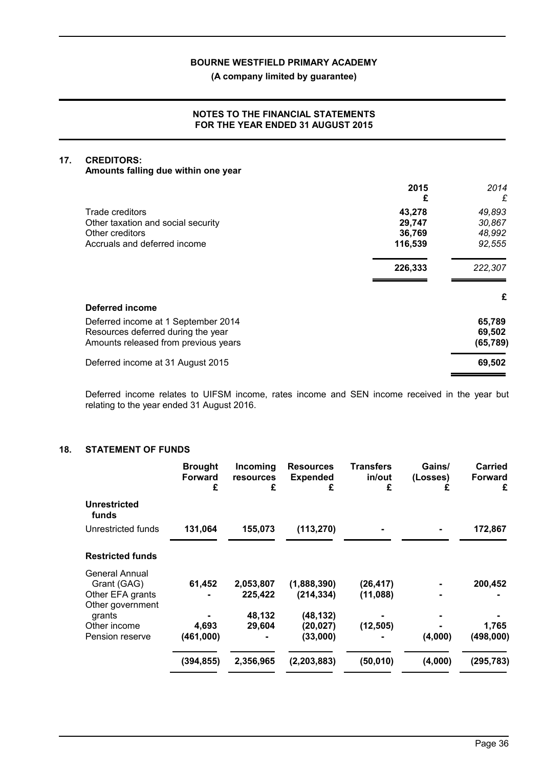## 17. CREDITORS:

**Amounts falling due within one year**

| | **2015** | *2014* |
|---|---|---|
| | **£** | *£* |
| Trade creditors | **43,278** | *49,893* |
| Other taxation and social security | **29,747** | *30,867* |
| Other creditors | **36,769** | *48,992* |
| Accruals and deferred income | **116,539** | *92,555* |
| | **226,333** | *222,307* |

| **Deferred income** | **£** |
|---|---|
| Deferred income at 1 September 2014 | **65,789** |
| Resources deferred during the year | **69,502** |
| Amounts released from previous years | **(65,789)** |
| Deferred income at 31 August 2015 | **69,502** |

Deferred income relates to UIFSM income, rates income and SEN income received in the year but relating to the year ended 31 August 2016.

## 18. STATEMENT OF FUNDS

| | **Brought Forward £** | **Incoming resources £** | **Resources Expended £** | **Transfers in/out £** | **Gains/ (Losses) £** | **Carried Forward £** |
|---|---|---|---|---|---|---|
| **Unrestricted funds** | | | | | | |
| Unrestricted funds | **131,064** | **155,073** | **(113,270)** | **-** | **-** | **172,867** |
| **Restricted funds** | | | | | | |
| General Annual Grant (GAG) | **61,452** | **2,053,807** | **(1,888,390)** | **(26,417)** | **-** | **200,452** |
| Other EFA grants | **-** | **225,422** | **(214,334)** | **(11,088)** | **-** | **-** |
| Other government grants | **-** | **48,132** | **(48,132)** | **-** | **-** | **-** |
| Other income | **4,693** | **29,604** | **(20,027)** | **(12,505)** | **-** | **1,765** |
| Pension reserve | **(461,000)** | **-** | **(33,000)** | **-** | **(4,000)** | **(498,000)** |
| | **(394,855)** | **2,356,965** | **(2,203,883)** | **(50,010)** | **(4,000)** | **(295,783)** |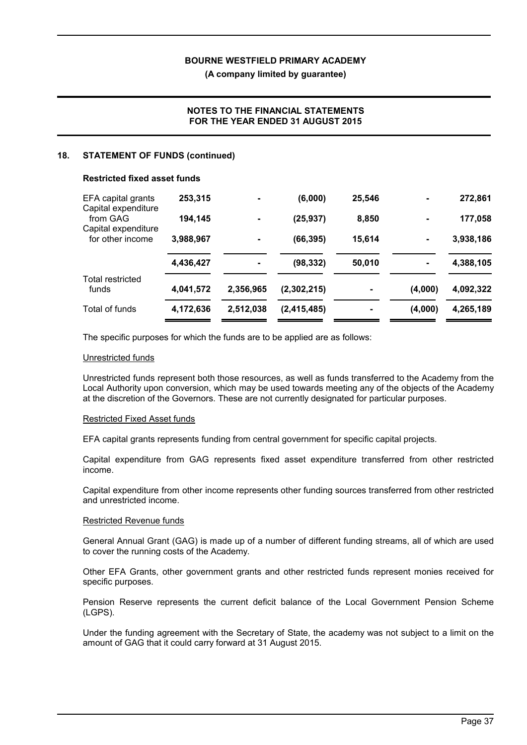## 18. STATEMENT OF FUNDS (continued)

### Restricted fixed asset funds

| | | | | | | |
|---|---|---|---|---|---|---|
| EFA capital grants | 253,315 | - | (6,000) | 25,546 | - | 272,861 |
| Capital expenditure from GAG | 194,145 | - | (25,937) | 8,850 | - | 177,058 |
| Capital expenditure for other income | 3,988,967 | - | (66,395) | 15,614 | - | 3,938,186 |
| | **4,436,427** | **-** | **(98,332)** | **50,010** | **-** | **4,388,105** |
| Total restricted funds | **4,041,572** | **2,356,965** | **(2,302,215)** | **-** | **(4,000)** | **4,092,322** |
| Total of funds | **4,172,636** | **2,512,038** | **(2,415,485)** | **-** | **(4,000)** | **4,265,189** |

The specific purposes for which the funds are to be applied are as follows:

Unrestricted funds

Unrestricted funds represent both those resources, as well as funds transferred to the Academy from the Local Authority upon conversion, which may be used towards meeting any of the objects of the Academy at the discretion of the Governors. These are not currently designated for particular purposes.

Restricted Fixed Asset funds

EFA capital grants represents funding from central government for specific capital projects.

Capital expenditure from GAG represents fixed asset expenditure transferred from other restricted income.

Capital expenditure from other income represents other funding sources transferred from other restricted and unrestricted income.

Restricted Revenue funds

General Annual Grant (GAG) is made up of a number of different funding streams, all of which are used to cover the running costs of the Academy.

Other EFA Grants, other government grants and other restricted funds represent monies received for specific purposes.

Pension Reserve represents the current deficit balance of the Local Government Pension Scheme (LGPS).

Under the funding agreement with the Secretary of State, the academy was not subject to a limit on the amount of GAG that it could carry forward at 31 August 2015.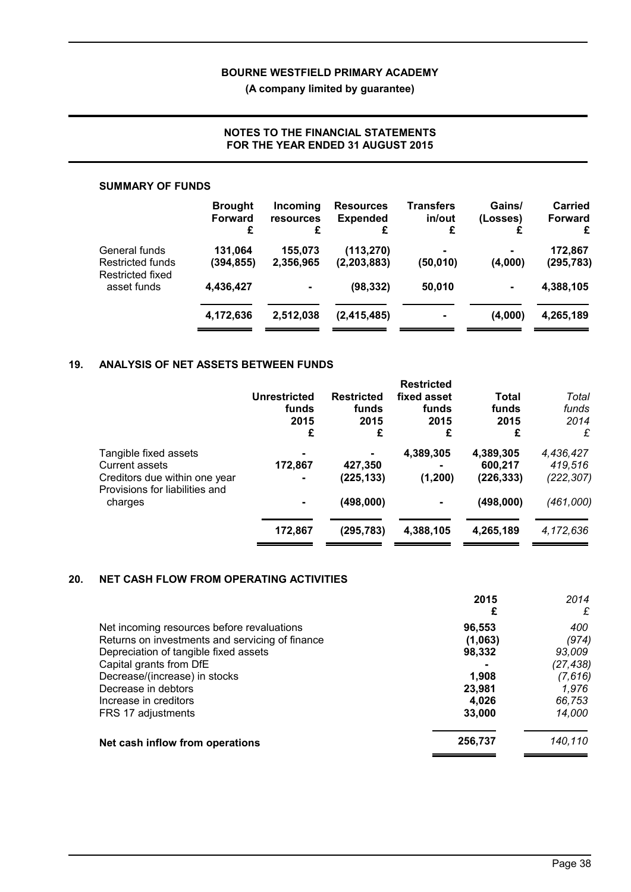**BOURNE WESTFIELD PRIMARY ACADEMY**

**(A company limited by guarantee)**

**NOTES TO THE FINANCIAL STATEMENTS FOR THE YEAR ENDED 31 AUGUST 2015**

**SUMMARY OF FUNDS**

| | Brought Forward £ | Incoming resources £ | Resources Expended £ | Transfers in/out £ | Gains/ (Losses) £ | Carried Forward £ |
|---|---|---|---|---|---|---|
| General funds | 131,064 | 155,073 | (113,270) | - | - | 172,867 |
| Restricted funds | (394,855) | 2,356,965 | (2,203,883) | (50,010) | (4,000) | (295,783) |
| Restricted fixed asset funds | 4,436,427 | - | (98,332) | 50,010 | - | 4,388,105 |
| | **4,172,636** | **2,512,038** | **(2,415,485)** | **-** | **(4,000)** | **4,265,189** |

## 19. ANALYSIS OF NET ASSETS BETWEEN FUNDS

| | Unrestricted funds 2015 £ | Restricted funds 2015 £ | Restricted fixed asset funds 2015 £ | Total funds 2015 £ | *Total funds 2014 £* |
|---|---|---|---|---|---|
| Tangible fixed assets | - | - | 4,389,305 | 4,389,305 | *4,436,427* |
| Current assets | 172,867 | 427,350 | - | 600,217 | *419,516* |
| Creditors due within one year | - | (225,133) | (1,200) | (226,333) | *(222,307)* |
| Provisions for liabilities and charges | - | (498,000) | - | (498,000) | *(461,000)* |
| | **172,867** | **(295,783)** | **4,388,105** | **4,265,189** | *4,172,636* |

## 20. NET CASH FLOW FROM OPERATING ACTIVITIES

| | 2015 £ | *2014 £* |
|---|---|---|
| Net incoming resources before revaluations | 96,553 | *400* |
| Returns on investments and servicing of finance | (1,063) | *(974)* |
| Depreciation of tangible fixed assets | 98,332 | *93,009* |
| Capital grants from DfE | - | *(27,438)* |
| Decrease/(increase) in stocks | 1,908 | *(7,616)* |
| Decrease in debtors | 23,981 | *1,976* |
| Increase in creditors | 4,026 | *66,753* |
| FRS 17 adjustments | 33,000 | *14,000* |
| **Net cash inflow from operations** | **256,737** | *140,110* |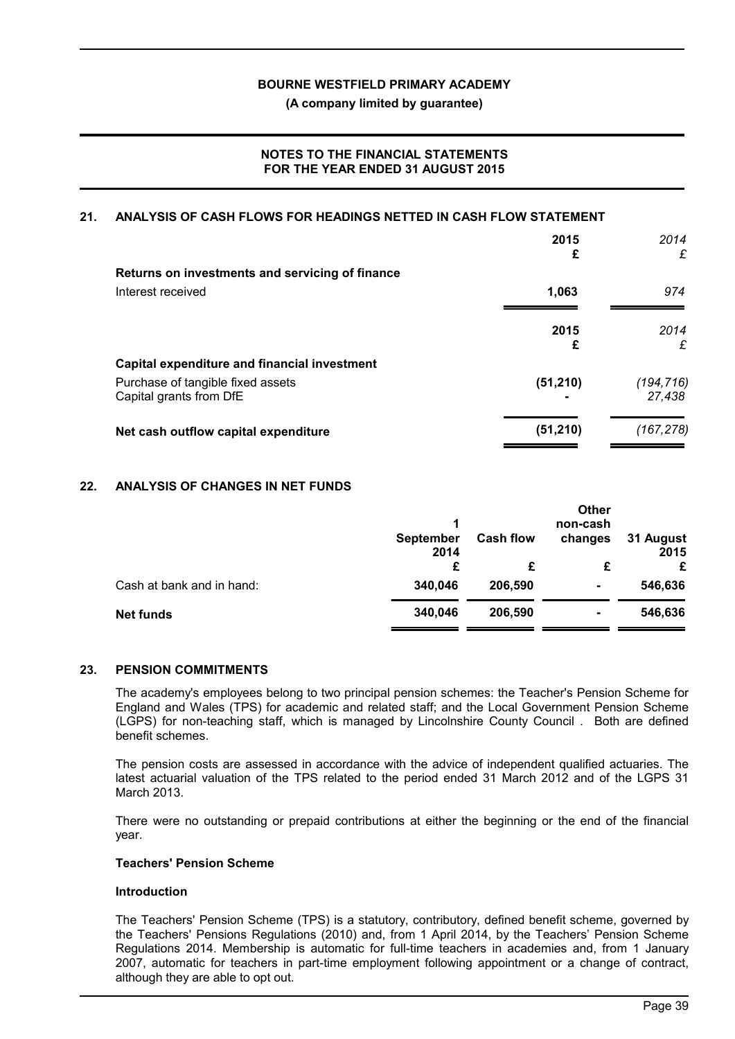**BOURNE WESTFIELD PRIMARY ACADEMY**

**(A company limited by guarantee)**

**NOTES TO THE FINANCIAL STATEMENTS FOR THE YEAR ENDED 31 AUGUST 2015**

## 21. ANALYSIS OF CASH FLOWS FOR HEADINGS NETTED IN CASH FLOW STATEMENT

| | 2015 £ | *2014 £* |
|---|---|---|
| **Returns on investments and servicing of finance** | | |
| Interest received | **1,063** | *974* |

| | 2015 £ | *2014 £* |
|---|---|---|
| **Capital expenditure and financial investment** | | |
| Purchase of tangible fixed assets | **(51,210)** | *(194,716)* |
| Capital grants from DfE | **-** | *27,438* |
| **Net cash outflow capital expenditure** | **(51,210)** | *(167,278)* |

## 22. ANALYSIS OF CHANGES IN NET FUNDS

| | 1 September 2014 £ | Cash flow £ | Other non-cash changes £ | 31 August 2015 £ |
|---|---|---|---|---|
| Cash at bank and in hand: | **340,046** | **206,590** | **-** | **546,636** |
| **Net funds** | **340,046** | **206,590** | **-** | **546,636** |

## 23. PENSION COMMITMENTS

The academy's employees belong to two principal pension schemes: the Teacher's Pension Scheme for England and Wales (TPS) for academic and related staff; and the Local Government Pension Scheme (LGPS) for non-teaching staff, which is managed by Lincolnshire County Council . Both are defined benefit schemes.

The pension costs are assessed in accordance with the advice of independent qualified actuaries. The latest actuarial valuation of the TPS related to the period ended 31 March 2012 and of the LGPS 31 March 2013.

There were no outstanding or prepaid contributions at either the beginning or the end of the financial year.

**Teachers' Pension Scheme**

**Introduction**

The Teachers' Pension Scheme (TPS) is a statutory, contributory, defined benefit scheme, governed by the Teachers' Pensions Regulations (2010) and, from 1 April 2014, by the Teachers' Pension Scheme Regulations 2014. Membership is automatic for full-time teachers in academies and, from 1 January 2007, automatic for teachers in part-time employment following appointment or a change of contract, although they are able to opt out.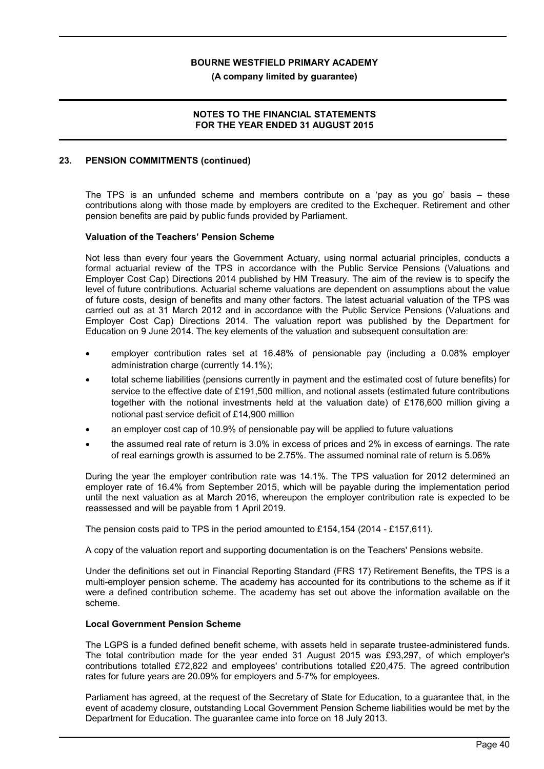**BOURNE WESTFIELD PRIMARY ACADEMY**

**(A company limited by guarantee)**

**NOTES TO THE FINANCIAL STATEMENTS FOR THE YEAR ENDED 31 AUGUST 2015**

## 23. PENSION COMMITMENTS (continued)

The TPS is an unfunded scheme and members contribute on a 'pay as you go' basis – these contributions along with those made by employers are credited to the Exchequer. Retirement and other pension benefits are paid by public funds provided by Parliament.

### Valuation of the Teachers' Pension Scheme

Not less than every four years the Government Actuary, using normal actuarial principles, conducts a formal actuarial review of the TPS in accordance with the Public Service Pensions (Valuations and Employer Cost Cap) Directions 2014 published by HM Treasury. The aim of the review is to specify the level of future contributions. Actuarial scheme valuations are dependent on assumptions about the value of future costs, design of benefits and many other factors. The latest actuarial valuation of the TPS was carried out as at 31 March 2012 and in accordance with the Public Service Pensions (Valuations and Employer Cost Cap) Directions 2014. The valuation report was published by the Department for Education on 9 June 2014. The key elements of the valuation and subsequent consultation are:

- employer contribution rates set at 16.48% of pensionable pay (including a 0.08% employer administration charge (currently 14.1%);
- total scheme liabilities (pensions currently in payment and the estimated cost of future benefits) for service to the effective date of £191,500 million, and notional assets (estimated future contributions together with the notional investments held at the valuation date) of £176,600 million giving a notional past service deficit of £14,900 million
- an employer cost cap of 10.9% of pensionable pay will be applied to future valuations
- the assumed real rate of return is 3.0% in excess of prices and 2% in excess of earnings. The rate of real earnings growth is assumed to be 2.75%. The assumed nominal rate of return is 5.06%

During the year the employer contribution rate was 14.1%. The TPS valuation for 2012 determined an employer rate of 16.4% from September 2015, which will be payable during the implementation period until the next valuation as at March 2016, whereupon the employer contribution rate is expected to be reassessed and will be payable from 1 April 2019.

The pension costs paid to TPS in the period amounted to £154,154 (2014 - £157,611).

A copy of the valuation report and supporting documentation is on the Teachers' Pensions website.

Under the definitions set out in Financial Reporting Standard (FRS 17) Retirement Benefits, the TPS is a multi-employer pension scheme. The academy has accounted for its contributions to the scheme as if it were a defined contribution scheme. The academy has set out above the information available on the scheme.

### Local Government Pension Scheme

The LGPS is a funded defined benefit scheme, with assets held in separate trustee-administered funds. The total contribution made for the year ended 31 August 2015 was £93,297, of which employer's contributions totalled £72,822 and employees' contributions totalled £20,475. The agreed contribution rates for future years are 20.09% for employers and 5-7% for employees.

Parliament has agreed, at the request of the Secretary of State for Education, to a guarantee that, in the event of academy closure, outstanding Local Government Pension Scheme liabilities would be met by the Department for Education. The guarantee came into force on 18 July 2013.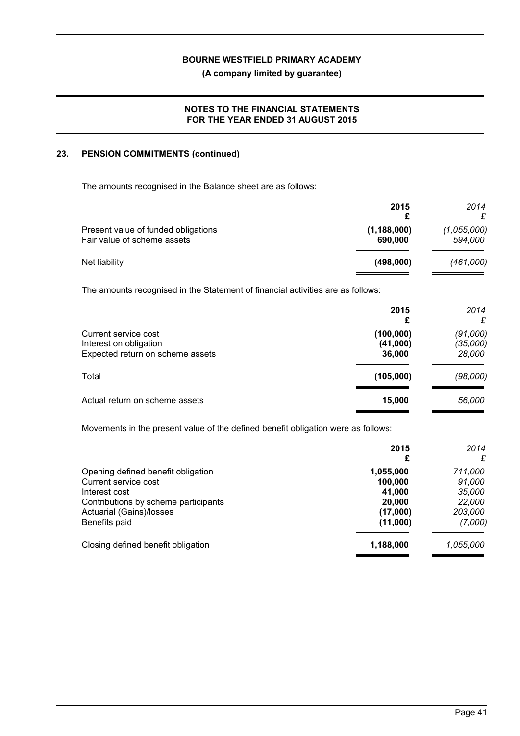## 23. PENSION COMMITMENTS (continued)

The amounts recognised in the Balance sheet are as follows:

| | 2015 £ | *2014 £* |
|---|---|---|
| Present value of funded obligations | **(1,188,000)** | *(1,055,000)* |
| Fair value of scheme assets | **690,000** | *594,000* |
| Net liability | **(498,000)** | *(461,000)* |

The amounts recognised in the Statement of financial activities are as follows:

| | 2015 £ | *2014 £* |
|---|---|---|
| Current service cost | **(100,000)** | *(91,000)* |
| Interest on obligation | **(41,000)** | *(35,000)* |
| Expected return on scheme assets | **36,000** | *28,000* |
| Total | **(105,000)** | *(98,000)* |
| Actual return on scheme assets | **15,000** | *56,000* |

Movements in the present value of the defined benefit obligation were as follows:

| | 2015 £ | *2014 £* |
|---|---|---|
| Opening defined benefit obligation | **1,055,000** | *711,000* |
| Current service cost | **100,000** | *91,000* |
| Interest cost | **41,000** | *35,000* |
| Contributions by scheme participants | **20,000** | *22,000* |
| Actuarial (Gains)/losses | **(17,000)** | *203,000* |
| Benefits paid | **(11,000)** | *(7,000)* |
| Closing defined benefit obligation | **1,188,000** | *1,055,000* |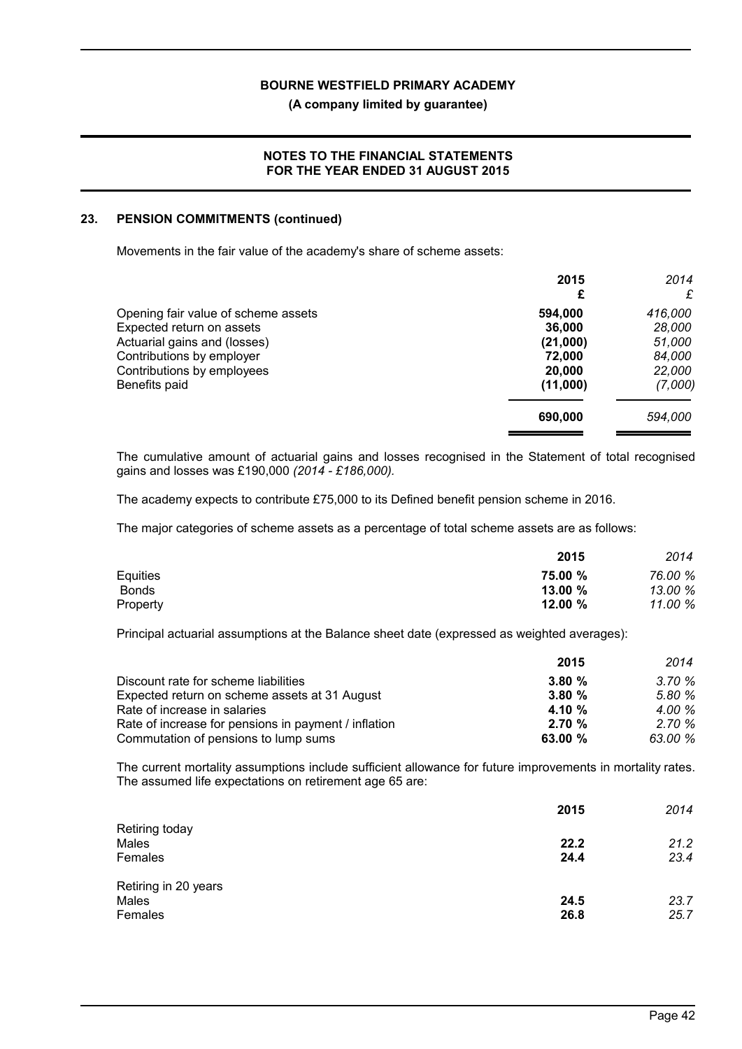## 23. PENSION COMMITMENTS (continued)

Movements in the fair value of the academy's share of scheme assets:

| | 2015 £ | *2014 £* |
|---|---|---|
| Opening fair value of scheme assets | **594,000** | *416,000* |
| Expected return on assets | **36,000** | *28,000* |
| Actuarial gains and (losses) | **(21,000)** | *51,000* |
| Contributions by employer | **72,000** | *84,000* |
| Contributions by employees | **20,000** | *22,000* |
| Benefits paid | **(11,000)** | *(7,000)* |
| | **690,000** | *594,000* |

The cumulative amount of actuarial gains and losses recognised in the Statement of total recognised gains and losses was £190,000 *(2014 - £186,000)*.

The academy expects to contribute £75,000 to its Defined benefit pension scheme in 2016.

The major categories of scheme assets as a percentage of total scheme assets are as follows:

| | 2015 | *2014* |
|---|---|---|
| Equities | **75.00 %** | *76.00 %* |
| Bonds | **13.00 %** | *13.00 %* |
| Property | **12.00 %** | *11.00 %* |

Principal actuarial assumptions at the Balance sheet date (expressed as weighted averages):

| | 2015 | *2014* |
|---|---|---|
| Discount rate for scheme liabilities | **3.80 %** | *3.70 %* |
| Expected return on scheme assets at 31 August | **3.80 %** | *5.80 %* |
| Rate of increase in salaries | **4.10 %** | *4.00 %* |
| Rate of increase for pensions in payment / inflation | **2.70 %** | *2.70 %* |
| Commutation of pensions to lump sums | **63.00 %** | *63.00 %* |

The current mortality assumptions include sufficient allowance for future improvements in mortality rates. The assumed life expectations on retirement age 65 are:

| | 2015 | *2014* |
|---|---|---|
| Retiring today | | |
| Males | **22.2** | *21.2* |
| Females | **24.4** | *23.4* |
| Retiring in 20 years | | |
| Males | **24.5** | *23.7* |
| Females | **26.8** | *25.7* |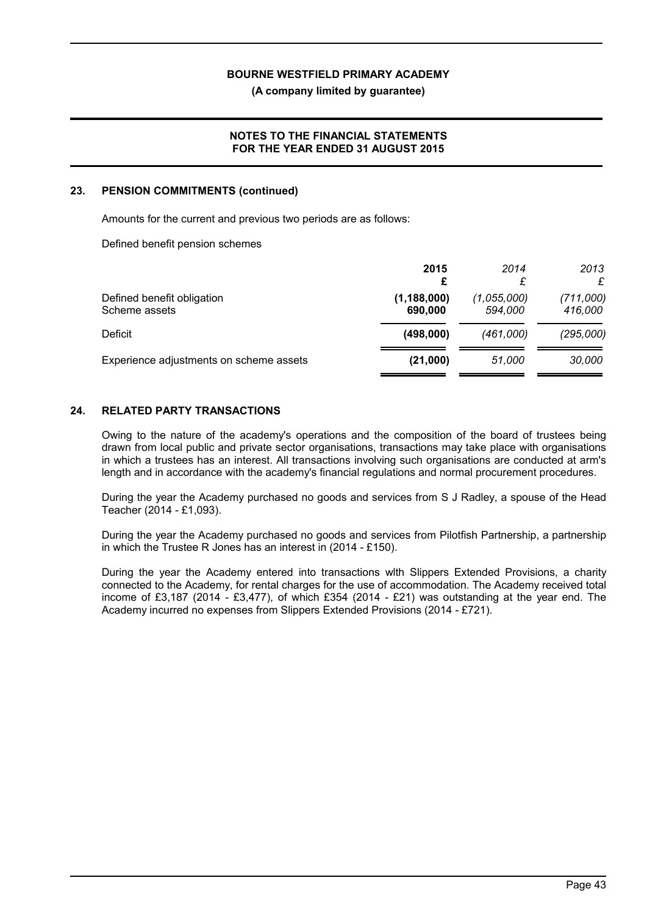## 23. PENSION COMMITMENTS (continued)

Amounts for the current and previous two periods are as follows:

Defined benefit pension schemes

| | **2015** | *2014* | *2013* |
|---|---|---|---|
| | **£** | *£* | *£* |
| Defined benefit obligation | **(1,188,000)** | *(1,055,000)* | *(711,000)* |
| Scheme assets | **690,000** | *594,000* | *416,000* |
| Deficit | **(498,000)** | *(461,000)* | *(295,000)* |
| Experience adjustments on scheme assets | **(21,000)** | *51,000* | *30,000* |

## 24. RELATED PARTY TRANSACTIONS

Owing to the nature of the academy's operations and the composition of the board of trustees being drawn from local public and private sector organisations, transactions may take place with organisations in which a trustees has an interest. All transactions involving such organisations are conducted at arm's length and in accordance with the academy's financial regulations and normal procurement procedures.

During the year the Academy purchased no goods and services from S J Radley, a spouse of the Head Teacher (2014 - £1,093).

During the year the Academy purchased no goods and services from Pilotfish Partnership, a partnership in which the Trustee R Jones has an interest in (2014 - £150).

During the year the Academy entered into transactions wlth Slippers Extended Provisions, a charity connected to the Academy, for rental charges for the use of accommodation. The Academy received total income of £3,187 (2014 - £3,477), of which £354 (2014 - £21) was outstanding at the year end. The Academy incurred no expenses from Slippers Extended Provisions (2014 - £721).